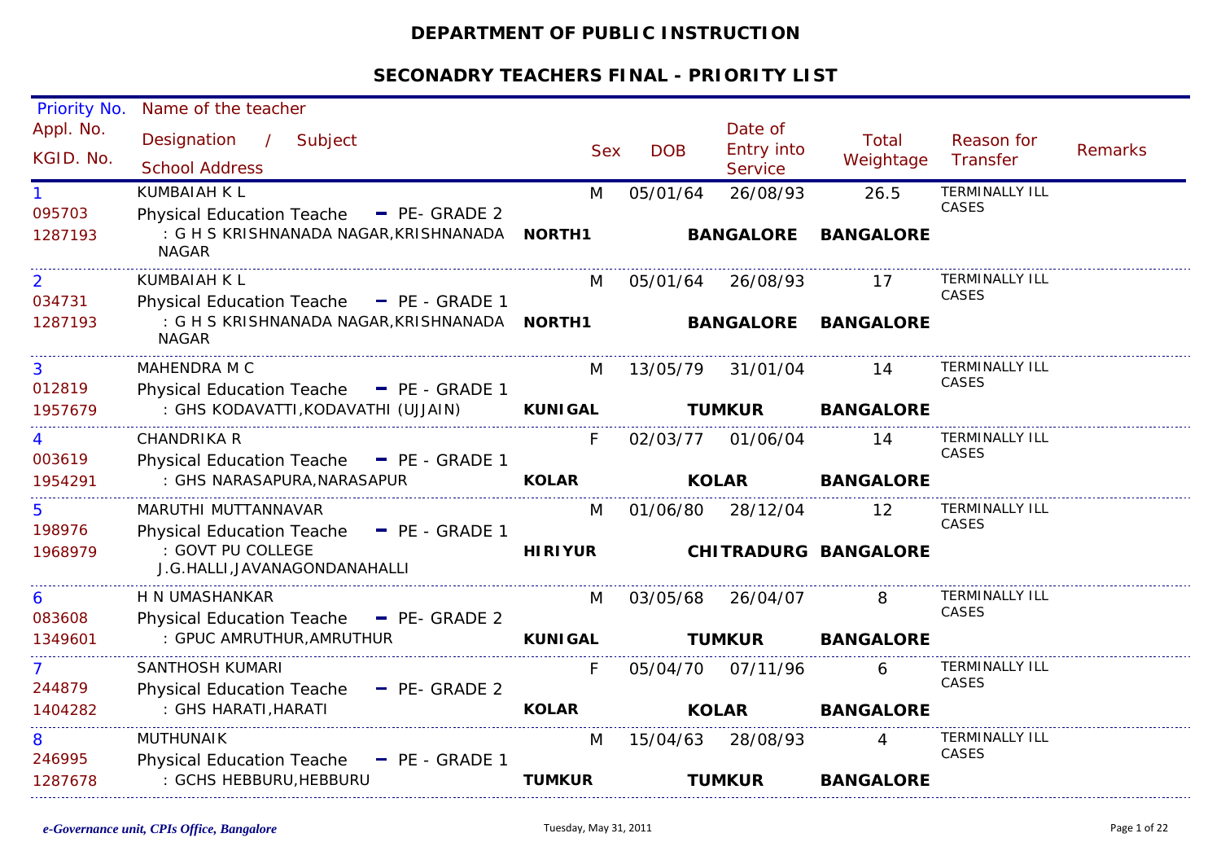# DEPARTMENT OF PUBLIC INSTRUCTION

## SECONADRY TEACHERS FINAL - PRIORITY LIST

| Priority No. / Appl. No. / KGID. No. | Name of the teacher / Designation / Subject / School Address | | Sex | DOB | Date of Entry into Service | Total Weightage | Reason for Transfer | Remarks |
|---|---|---|---|---|---|---|---|---|
| 1<br>095703<br>1287193 | KUMBAIAH K L<br>Physical Education Teache - PE- GRADE 2<br>: G H S KRISHNANADA NAGAR,KRISHNANADA NAGAR | NORTH1 | M | 05/01/64 | 26/08/93<br>BANGALORE | 26.5<br>BANGALORE | TERMINALLY ILL CASES | |
| 2<br>034731<br>1287193 | KUMBAIAH K L<br>Physical Education Teache - PE - GRADE 1<br>: G H S KRISHNANADA NAGAR,KRISHNANADA NAGAR | NORTH1 | M | 05/01/64 | 26/08/93<br>BANGALORE | 17<br>BANGALORE | TERMINALLY ILL CASES | |
| 3<br>012819<br>1957679 | MAHENDRA M C<br>Physical Education Teache - PE - GRADE 1<br>: GHS KODAVATTI,KODAVATHI (UJJAIN) | KUNIGAL | M | 13/05/79 | 31/01/04<br>TUMKUR | 14<br>BANGALORE | TERMINALLY ILL CASES | |
| 4<br>003619<br>1954291 | CHANDRIKA R<br>Physical Education Teache - PE - GRADE 1<br>: GHS NARASAPURA,NARASAPUR | KOLAR | F | 02/03/77 | 01/06/04<br>KOLAR | 14<br>BANGALORE | TERMINALLY ILL CASES | |
| 5<br>198976<br>1968979 | MARUTHI MUTTANNAVAR<br>Physical Education Teache - PE - GRADE 1<br>: GOVT PU COLLEGE J.G.HALLI,JAVANAGONDANAHALLI | HIRIYUR | M | 01/06/80 | 28/12/04<br>CHITRADURG | 12<br>BANGALORE | TERMINALLY ILL CASES | |
| 6<br>083608<br>1349601 | H N UMASHANKAR<br>Physical Education Teache - PE- GRADE 2<br>: GPUC AMRUTHUR,AMRUTHUR | KUNIGAL | M | 03/05/68 | 26/04/07<br>TUMKUR | 8<br>BANGALORE | TERMINALLY ILL CASES | |
| 7<br>244879<br>1404282 | SANTHOSH KUMARI<br>Physical Education Teache - PE- GRADE 2<br>: GHS HARATI,HARATI | KOLAR | F | 05/04/70 | 07/11/96<br>KOLAR | 6<br>BANGALORE | TERMINALLY ILL CASES | |
| 8<br>246995<br>1287678 | MUTHUNAIK<br>Physical Education Teache - PE - GRADE 1<br>: GCHS HEBBURU,HEBBURU | TUMKUR | M | 15/04/63 | 28/08/93<br>TUMKUR | 4<br>BANGALORE | TERMINALLY ILL CASES | |

*e-Governance unit, CPIs Office, Bangalore* Tuesday, May 31, 2011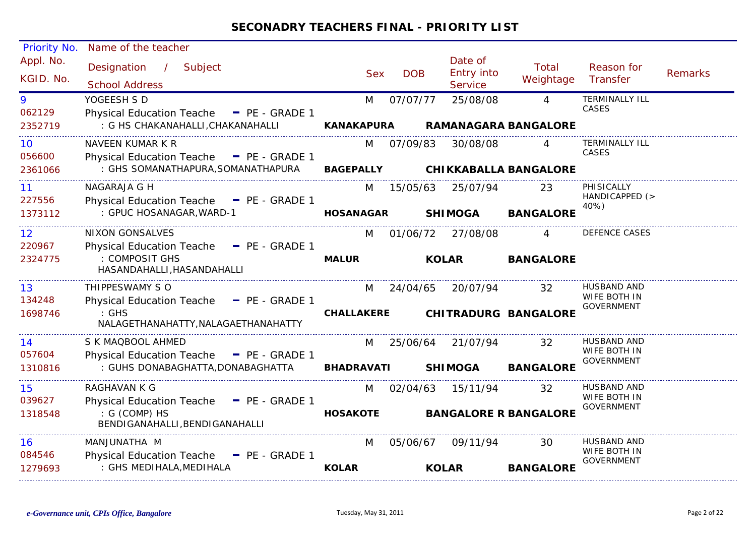# SECONADRY TEACHERS FINAL - PRIORITY LIST

| Priority No. / Appl. No. / KGID. No. | Name of the teacher / Designation / Subject / School Address | Sex | DOB | Date of Entry into Service | Total Weightage | Reason for Transfer | Remarks |
|---|---|---|---|---|---|---|---|
| 9 / 062129 / 2352719 | YOGEESH S D / Physical Education Teache - PE - GRADE 1 / : G HS CHAKANAHALLI,CHAKANAHALLI **KANAKAPURA RAMANAGARA BANGALORE** | M | 07/07/77 | 25/08/08 | 4 | TERMINALLY ILL CASES | |
| 10 / 056600 / 2361066 | NAVEEN KUMAR K R / Physical Education Teache - PE - GRADE 1 / : GHS SOMANATHAPURA,SOMANATHAPURA **BAGEPALLY CHIKKABALLA BANGALORE** | M | 07/09/83 | 30/08/08 | 4 | TERMINALLY ILL CASES | |
| 11 / 227556 / 1373112 | NAGARAJA G H / Physical Education Teache - PE - GRADE 1 / : GPUC HOSANAGAR,WARD-1 **HOSANAGAR SHIMOGA BANGALORE** | M | 15/05/63 | 25/07/94 | 23 | PHISICALLY HANDICAPPED (> 40%) | |
| 12 / 220967 / 2324775 | NIXON GONSALVES / Physical Education Teache - PE - GRADE 1 / : COMPOSIT GHS HASANDAHALLI,HASANDAHALLI **MALUR KOLAR BANGALORE** | M | 01/06/72 | 27/08/08 | 4 | DEFENCE CASES | |
| 13 / 134248 / 1698746 | THIPPESWAMY S O / Physical Education Teache - PE - GRADE 1 / : GHS NALAGETHANAHATTY,NALAGAETHANAHATTY **CHALLAKERE CHITRADURG BANGALORE** | M | 24/04/65 | 20/07/94 | 32 | HUSBAND AND WIFE BOTH IN GOVERNMENT | |
| 14 / 057604 / 1310816 | S K MAQBOOL AHMED / Physical Education Teache - PE - GRADE 1 / : GUHS DONABAGHATTA,DONABAGHATTA **BHADRAVATI SHIMOGA BANGALORE** | M | 25/06/64 | 21/07/94 | 32 | HUSBAND AND WIFE BOTH IN GOVERNMENT | |
| 15 / 039627 / 1318548 | RAGHAVAN K G / Physical Education Teache - PE - GRADE 1 / : G (COMP) HS BENDIGANAHALLI,BENDIGANAHALLI **HOSAKOTE BANGALORE R BANGALORE** | M | 02/04/63 | 15/11/94 | 32 | HUSBAND AND WIFE BOTH IN GOVERNMENT | |
| 16 / 084546 / 1279693 | MANJUNATHA M / Physical Education Teache - PE - GRADE 1 / : GHS MEDIHALA,MEDIHALA **KOLAR KOLAR BANGALORE** | M | 05/06/67 | 09/11/94 | 30 | HUSBAND AND WIFE BOTH IN GOVERNMENT | |

*e-Governance unit, CPIs Office, Bangalore* Tuesday, May 31, 2011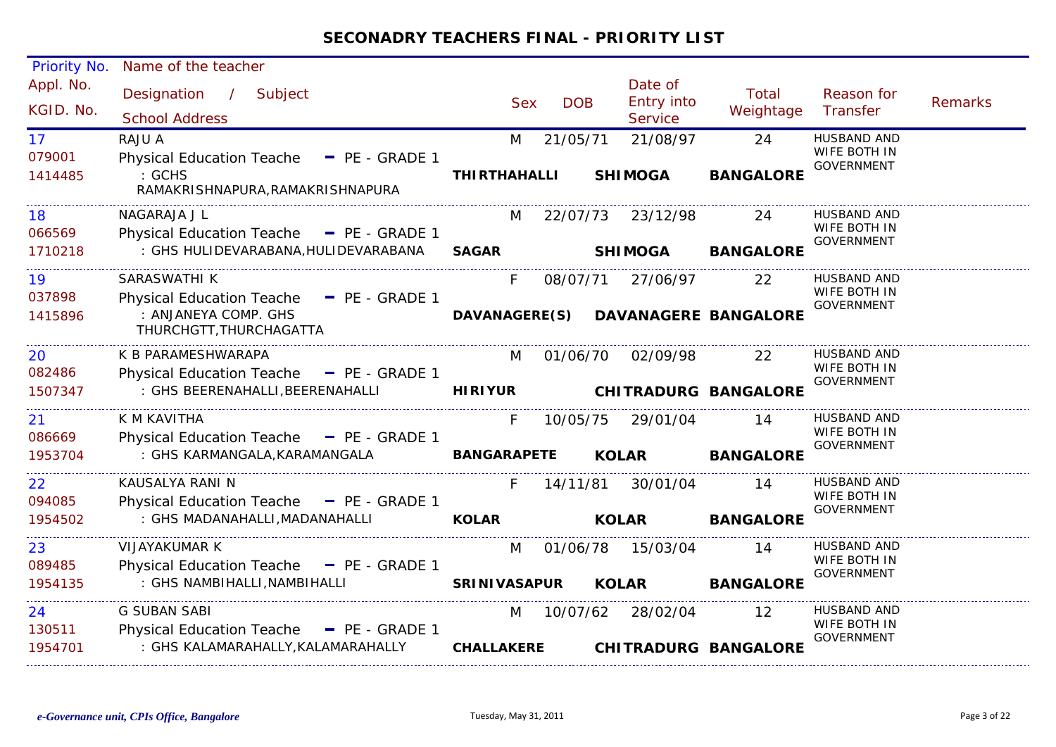# SECONADRY TEACHERS FINAL - PRIORITY LIST

| Priority No. / Appl. No. / KGID. No. | Name of the teacher / Designation / Subject / School Address | Sex | DOB | Date of Entry into Service | Total Weightage | Reason for Transfer | Remarks |
|---|---|---|---|---|---|---|---|
| 17 / 079001 / 1414485 | RAJU A / Physical Education Teache - PE - GRADE 1 / : GCHS RAMAKRISHNAPURA,RAMAKRISHNAPURA / **THIRTHAHALLI** **SHIMOGA** **BANGALORE** | M | 21/05/71 | 21/08/97 | 24 | HUSBAND AND WIFE BOTH IN GOVERNMENT | |
| 18 / 066569 / 1710218 | NAGARAJA J L / Physical Education Teache - PE - GRADE 1 / : GHS HULIDEVARABANA,HULIDEVARABANA / **SAGAR** **SHIMOGA** **BANGALORE** | M | 22/07/73 | 23/12/98 | 24 | HUSBAND AND WIFE BOTH IN GOVERNMENT | |
| 19 / 037898 / 1415896 | SARASWATHI K / Physical Education Teache - PE - GRADE 1 / : ANJANEYA COMP. GHS THURCHGTT,THURCHAGATTA / **DAVANAGERE(S)** **DAVANAGERE** **BANGALORE** | F | 08/07/71 | 27/06/97 | 22 | HUSBAND AND WIFE BOTH IN GOVERNMENT | |
| 20 / 082486 / 1507347 | K B PARAMESHWARAPA / Physical Education Teache - PE - GRADE 1 / : GHS BEERENAHALLI,BEERENAHALLI / **HIRIYUR** **CHITRADURG** **BANGALORE** | M | 01/06/70 | 02/09/98 | 22 | HUSBAND AND WIFE BOTH IN GOVERNMENT | |
| 21 / 086669 / 1953704 | K M KAVITHA / Physical Education Teache - PE - GRADE 1 / : GHS KARMANGALA,KARAMANGALA / **BANGARAPETE** **KOLAR** **BANGALORE** | F | 10/05/75 | 29/01/04 | 14 | HUSBAND AND WIFE BOTH IN GOVERNMENT | |
| 22 / 094085 / 1954502 | KAUSALYA RANI N / Physical Education Teache - PE - GRADE 1 / : GHS MADANAHALLI,MADANAHALLI / **KOLAR** **KOLAR** **BANGALORE** | F | 14/11/81 | 30/01/04 | 14 | HUSBAND AND WIFE BOTH IN GOVERNMENT | |
| 23 / 089485 / 1954135 | VIJAYAKUMAR K / Physical Education Teache - PE - GRADE 1 / : GHS NAMBIHALLI,NAMBIHALLI / **SRINIVASAPUR** **KOLAR** **BANGALORE** | M | 01/06/78 | 15/03/04 | 14 | HUSBAND AND WIFE BOTH IN GOVERNMENT | |
| 24 / 130511 / 1954701 | G SUBAN SABI / Physical Education Teache - PE - GRADE 1 / : GHS KALAMARAHALLY,KALAMARAHALLY / **CHALLAKERE** **CHITRADURG** **BANGALORE** | M | 10/07/62 | 28/02/04 | 12 | HUSBAND AND WIFE BOTH IN GOVERNMENT | |

*e-Governance unit, CPIs Office, Bangalore* Tuesday, May 31, 2011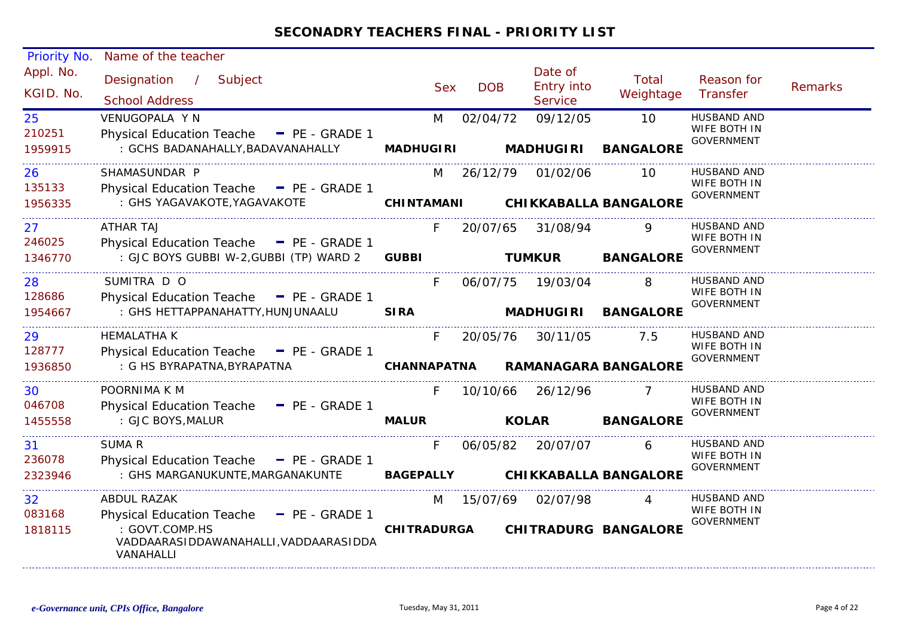# SECONADRY TEACHERS FINAL - PRIORITY LIST

| Priority No. / Appl. No. / KGID. No. | Name of the teacher / Designation / Subject / School Address | Sex | DOB | Date of Entry into Service | Total Weightage | Reason for Transfer | Remarks |
|---|---|---|---|---|---|---|---|
| 25<br>210251<br>1959915 | VENUGOPALA Y N<br>Physical Education Teache - PE - GRADE 1<br>: GCHS BADANAHALLY,BADAVANAHALLY<br>**MADHUGIRI** **MADHUGIRI** **BANGALORE** | M | 02/04/72 | 09/12/05 | 10 | HUSBAND AND WIFE BOTH IN GOVERNMENT | |
| 26<br>135133<br>1956335 | SHAMASUNDAR P<br>Physical Education Teache - PE - GRADE 1<br>: GHS YAGAVAKOTE,YAGAVAKOTE<br>**CHINTAMANI** **CHIKKABALLA** **BANGALORE** | M | 26/12/79 | 01/02/06 | 10 | HUSBAND AND WIFE BOTH IN GOVERNMENT | |
| 27<br>246025<br>1346770 | ATHAR TAJ<br>Physical Education Teache - PE - GRADE 1<br>: GJC BOYS GUBBI W-2,GUBBI (TP) WARD 2<br>**GUBBI** **TUMKUR** **BANGALORE** | F | 20/07/65 | 31/08/94 | 9 | HUSBAND AND WIFE BOTH IN GOVERNMENT | |
| 28<br>128686<br>1954667 | SUMITRA D O<br>Physical Education Teache - PE - GRADE 1<br>: GHS HETTAPPANAHATTY,HUNJUNAALU<br>**SIRA** **MADHUGIRI** **BANGALORE** | F | 06/07/75 | 19/03/04 | 8 | HUSBAND AND WIFE BOTH IN GOVERNMENT | |
| 29<br>128777<br>1936850 | HEMALATHA K<br>Physical Education Teache - PE - GRADE 1<br>: G HS BYRAPATNA,BYRAPATNA<br>**CHANNAPATNA** **RAMANAGARA** **BANGALORE** | F | 20/05/76 | 30/11/05 | 7.5 | HUSBAND AND WIFE BOTH IN GOVERNMENT | |
| 30<br>046708<br>1455558 | POORNIMA K M<br>Physical Education Teache - PE - GRADE 1<br>: GJC BOYS,MALUR<br>**MALUR** **KOLAR** **BANGALORE** | F | 10/10/66 | 26/12/96 | 7 | HUSBAND AND WIFE BOTH IN GOVERNMENT | |
| 31<br>236078<br>2323946 | SUMA R<br>Physical Education Teache - PE - GRADE 1<br>: GHS MARGANUKUNTE,MARGANAKUNTE<br>**BAGEPALLY** **CHIKKABALLA** **BANGALORE** | F | 06/05/82 | 20/07/07 | 6 | HUSBAND AND WIFE BOTH IN GOVERNMENT | |
| 32<br>083168<br>1818115 | ABDUL RAZAK<br>Physical Education Teache - PE - GRADE 1<br>: GOVT.COMP.HS VADDAARASIDDAWANAHALLI,VADDAARASIDDA VANAHALLI<br>**CHITRADURGA** **CHITRADURG** **BANGALORE** | M | 15/07/69 | 02/07/98 | 4 | HUSBAND AND WIFE BOTH IN GOVERNMENT | |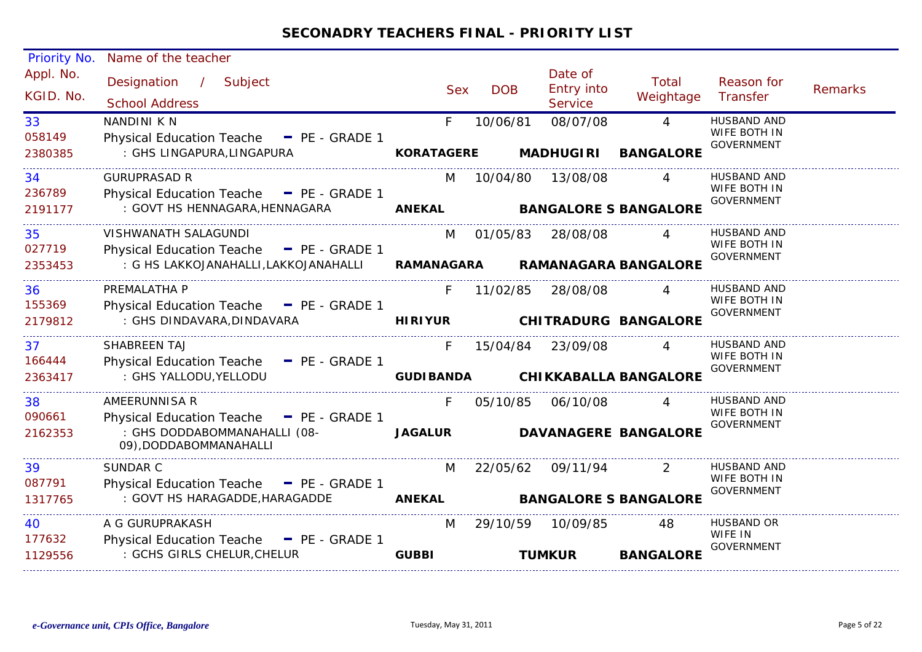# SECONADRY TEACHERS FINAL - PRIORITY LIST

| Priority No. / Appl. No. / KGID. No. | Name of the teacher / Designation / Subject / School Address | Sex | DOB | Date of Entry into Service | Total Weightage | Reason for Transfer | Remarks |
|---|---|---|---|---|---|---|---|
| 33 / 058149 / 2380385 | NANDINI K N / Physical Education Teache - PE - GRADE 1 / : GHS LINGAPURA,LINGAPURA / **KORATAGERE MADHUGIRI BANGALORE** | F | 10/06/81 | 08/07/08 | 4 | HUSBAND AND WIFE BOTH IN GOVERNMENT | |
| 34 / 236789 / 2191177 | GURUPRASAD R / Physical Education Teache - PE - GRADE 1 / : GOVT HS HENNAGARA,HENNAGARA / **ANEKAL BANGALORE S BANGALORE** | M | 10/04/80 | 13/08/08 | 4 | HUSBAND AND WIFE BOTH IN GOVERNMENT | |
| 35 / 027719 / 2353453 | VISHWANATH SALAGUNDI / Physical Education Teache - PE - GRADE 1 / : G HS LAKKOJANAHALLI,LAKKOJANAHALLI / **RAMANAGARA RAMANAGARA BANGALORE** | M | 01/05/83 | 28/08/08 | 4 | HUSBAND AND WIFE BOTH IN GOVERNMENT | |
| 36 / 155369 / 2179812 | PREMALATHA P / Physical Education Teache - PE - GRADE 1 / : GHS DINDAVARA,DINDAVARA / **HIRIYUR CHITRADURG BANGALORE** | F | 11/02/85 | 28/08/08 | 4 | HUSBAND AND WIFE BOTH IN GOVERNMENT | |
| 37 / 166444 / 2363417 | SHABREEN TAJ / Physical Education Teache - PE - GRADE 1 / : GHS YALLODU,YELLODU / **GUDIBANDA CHIKKABALLA BANGALORE** | F | 15/04/84 | 23/09/08 | 4 | HUSBAND AND WIFE BOTH IN GOVERNMENT | |
| 38 / 090661 / 2162353 | AMEERUNNISA R / Physical Education Teache - PE - GRADE 1 / : GHS DODDABOMMANAHALLI (08-09),DODDABOMMANAHALLI / **JAGALUR DAVANAGERE BANGALORE** | F | 05/10/85 | 06/10/08 | 4 | HUSBAND AND WIFE BOTH IN GOVERNMENT | |
| 39 / 087791 / 1317765 | SUNDAR C / Physical Education Teache - PE - GRADE 1 / : GOVT HS HARAGADDE,HARAGADDE / **ANEKAL BANGALORE S BANGALORE** | M | 22/05/62 | 09/11/94 | 2 | HUSBAND AND WIFE BOTH IN GOVERNMENT | |
| 40 / 177632 / 1129556 | A G GURUPRAKASH / Physical Education Teache - PE - GRADE 1 / : GCHS GIRLS CHELUR,CHELUR / **GUBBI TUMKUR BANGALORE** | M | 29/10/59 | 10/09/85 | 48 | HUSBAND OR WIFE IN GOVERNMENT | |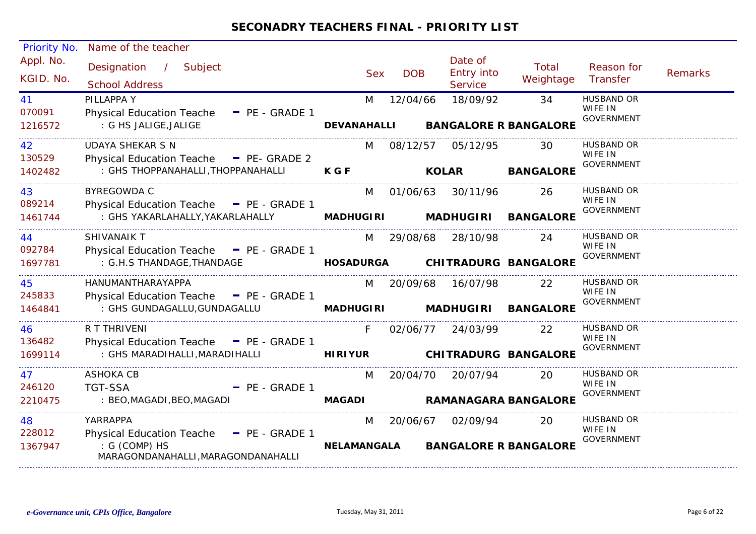## SECONADRY TEACHERS FINAL - PRIORITY LIST

| Priority No. / Appl. No. / KGID. No. | Name of the teacher / Designation / Subject / School Address | Sex | DOB | Date of Entry into Service | Total Weightage | Reason for Transfer | Remarks |
|---|---|---|---|---|---|---|---|
| 41<br>070091<br>1216572 | PILLAPPA Y<br>Physical Education Teache - PE - GRADE 1<br>: G HS JALIGE,JALIGE<br>**DEVANAHALLI BANGALORE R BANGALORE** | M | 12/04/66 | 18/09/92 | 34 | HUSBAND OR WIFE IN GOVERNMENT | |
| 42<br>130529<br>1402482 | UDAYA SHEKAR S N<br>Physical Education Teache - PE- GRADE 2<br>: GHS THOPPANAHALLI,THOPPANAHALLI<br>**K G F KOLAR BANGALORE** | M | 08/12/57 | 05/12/95 | 30 | HUSBAND OR WIFE IN GOVERNMENT | |
| 43<br>089214<br>1461744 | BYREGOWDA C<br>Physical Education Teache - PE - GRADE 1<br>: GHS YAKARLAHALLY,YAKARLAHALLY<br>**MADHUGIRI MADHUGIRI BANGALORE** | M | 01/06/63 | 30/11/96 | 26 | HUSBAND OR WIFE IN GOVERNMENT | |
| 44<br>092784<br>1697781 | SHIVANAIK T<br>Physical Education Teache - PE - GRADE 1<br>: G.H.S THANDAGE,THANDAGE<br>**HOSADURGA CHITRADURG BANGALORE** | M | 29/08/68 | 28/10/98 | 24 | HUSBAND OR WIFE IN GOVERNMENT | |
| 45<br>245833<br>1464841 | HANUMANTHARAYAPPA<br>Physical Education Teache - PE - GRADE 1<br>: GHS GUNDAGALLU,GUNDAGALLU<br>**MADHUGIRI MADHUGIRI BANGALORE** | M | 20/09/68 | 16/07/98 | 22 | HUSBAND OR WIFE IN GOVERNMENT | |
| 46<br>136482<br>1699114 | R T THRIVENI<br>Physical Education Teache - PE - GRADE 1<br>: GHS MARADIHALLI,MARADIHALLI<br>**HIRIYUR CHITRADURG BANGALORE** | F | 02/06/77 | 24/03/99 | 22 | HUSBAND OR WIFE IN GOVERNMENT | |
| 47<br>246120<br>2210475 | ASHOKA CB<br>TGT-SSA - PE - GRADE 1<br>: BEO,MAGADI,BEO,MAGADI<br>**MAGADI RAMANAGARA BANGALORE** | M | 20/04/70 | 20/07/94 | 20 | HUSBAND OR WIFE IN GOVERNMENT | |
| 48<br>228012<br>1367947 | YARRAPPA<br>Physical Education Teache - PE - GRADE 1<br>: G (COMP) HS MARAGONDANAHALLI,MARAGONDANAHALLI<br>**NELAMANGALA BANGALORE R BANGALORE** | M | 20/06/67 | 02/09/94 | 20 | HUSBAND OR WIFE IN GOVERNMENT | |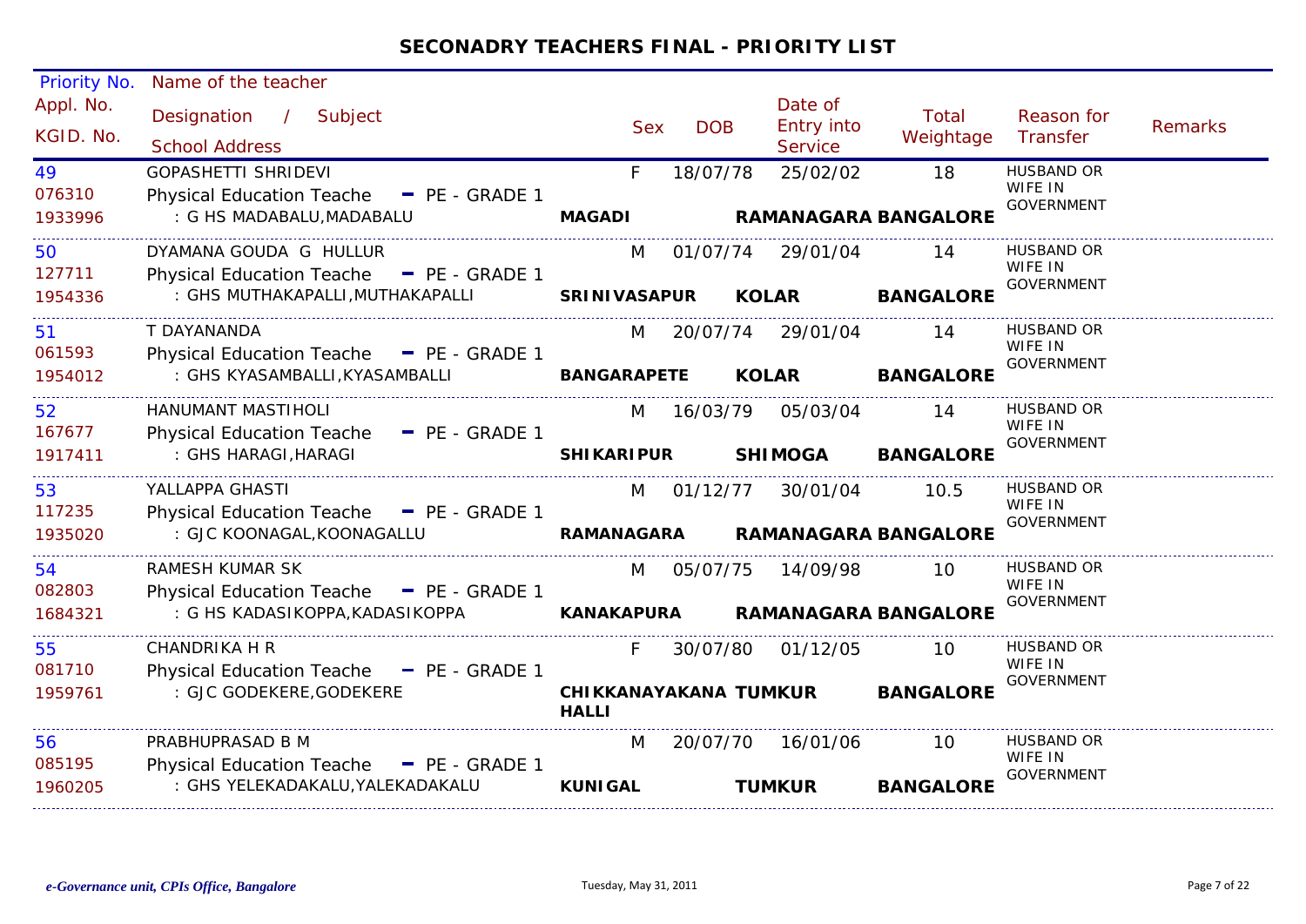## SECONADRY TEACHERS FINAL - PRIORITY LIST

| Priority No. / Appl. No. / KGID. No. | Name of the teacher / Designation / Subject / School Address | Sex | DOB | Date of Entry into Service | Total Weightage | Reason for Transfer | Remarks |
|---|---|---|---|---|---|---|---|
| 49<br>076310<br>1933996 | GOPASHETTI SHRIDEVI<br>Physical Education Teache - PE - GRADE 1<br>: G HS MADABALU,MADABALU<br>**MAGADI RAMANAGARA BANGALORE** | F | 18/07/78 | 25/02/02 | 18 | HUSBAND OR WIFE IN GOVERNMENT | |
| 50<br>127711<br>1954336 | DYAMANA GOUDA G HULLUR<br>Physical Education Teache - PE - GRADE 1<br>: GHS MUTHAKAPALLI,MUTHAKAPALLI<br>**SRINIVASAPUR KOLAR BANGALORE** | M | 01/07/74 | 29/01/04 | 14 | HUSBAND OR WIFE IN GOVERNMENT | |
| 51<br>061593<br>1954012 | T DAYANANDA<br>Physical Education Teache - PE - GRADE 1<br>: GHS KYASAMBALLI,KYASAMBALLI<br>**BANGARAPETE KOLAR BANGALORE** | M | 20/07/74 | 29/01/04 | 14 | HUSBAND OR WIFE IN GOVERNMENT | |
| 52<br>167677<br>1917411 | HANUMANT MASTIHOLI<br>Physical Education Teache - PE - GRADE 1<br>: GHS HARAGI,HARAGI<br>**SHIKARIPUR SHIMOGA BANGALORE** | M | 16/03/79 | 05/03/04 | 14 | HUSBAND OR WIFE IN GOVERNMENT | |
| 53<br>117235<br>1935020 | YALLAPPA GHASTI<br>Physical Education Teache - PE - GRADE 1<br>: GJC KOONAGAL,KOONAGALLU<br>**RAMANAGARA RAMANAGARA BANGALORE** | M | 01/12/77 | 30/01/04 | 10.5 | HUSBAND OR WIFE IN GOVERNMENT | |
| 54<br>082803<br>1684321 | RAMESH KUMAR SK<br>Physical Education Teache - PE - GRADE 1<br>: G HS KADASIKOPPA,KADASIKOPPA<br>**KANAKAPURA RAMANAGARA BANGALORE** | M | 05/07/75 | 14/09/98 | 10 | HUSBAND OR WIFE IN GOVERNMENT | |
| 55<br>081710<br>1959761 | CHANDRIKA H R<br>Physical Education Teache - PE - GRADE 1<br>: GJC GODEKERE,GODEKERE<br>**CHIKKANAYAKANA HALLI TUMKUR BANGALORE** | F | 30/07/80 | 01/12/05 | 10 | HUSBAND OR WIFE IN GOVERNMENT | |
| 56<br>085195<br>1960205 | PRABHUPRASAD B M<br>Physical Education Teache - PE - GRADE 1<br>: GHS YELEKADAKALU,YELEKADAKALU<br>**KUNIGAL TUMKUR BANGALORE** | M | 20/07/70 | 16/01/06 | 10 | HUSBAND OR WIFE IN GOVERNMENT | |

*e-Governance unit, CPIs Office, Bangalore* — Tuesday, May 31, 2011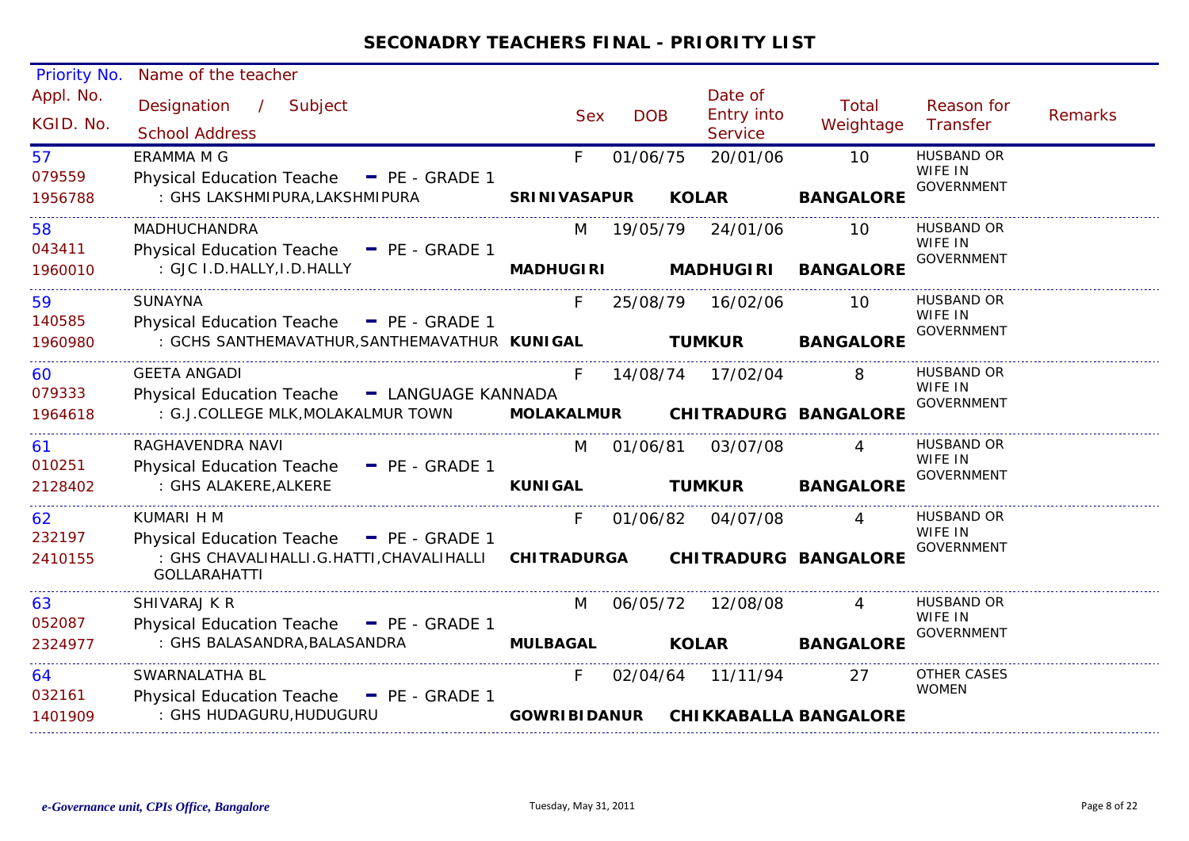## SECONADRY TEACHERS FINAL - PRIORITY LIST

| Priority No. / Appl. No. / KGID. No. | Name of the teacher / Designation / Subject / School Address | Sex | DOB | Date of Entry into Service | Total Weightage | Reason for Transfer | Remarks |
|---|---|---|---|---|---|---|---|
| 57<br>079559<br>1956788 | ERAMMA M G<br>Physical Education Teache - PE - GRADE 1<br>: GHS LAKSHMIPURA,LAKSHMIPURA **SRINIVASAPUR KOLAR BANGALORE** | F | 01/06/75 | 20/01/06 | 10 | HUSBAND OR WIFE IN GOVERNMENT | |
| 58<br>043411<br>1960010 | MADHUCHANDRA<br>Physical Education Teache - PE - GRADE 1<br>: GJC I.D.HALLY,I.D.HALLY **MADHUGIRI MADHUGIRI BANGALORE** | M | 19/05/79 | 24/01/06 | 10 | HUSBAND OR WIFE IN GOVERNMENT | |
| 59<br>140585<br>1960980 | SUNAYNA<br>Physical Education Teache - PE - GRADE 1<br>: GCHS SANTHEMAVATHUR,SANTHEMAVATHUR **KUNIGAL TUMKUR BANGALORE** | F | 25/08/79 | 16/02/06 | 10 | HUSBAND OR WIFE IN GOVERNMENT | |
| 60<br>079333<br>1964618 | GEETA ANGADI<br>Physical Education Teache - LANGUAGE KANNADA<br>: G.J.COLLEGE MLK,MOLAKALMUR TOWN **MOLAKALMUR CHITRADURG BANGALORE** | F | 14/08/74 | 17/02/04 | 8 | HUSBAND OR WIFE IN GOVERNMENT | |
| 61<br>010251<br>2128402 | RAGHAVENDRA NAVI<br>Physical Education Teache - PE - GRADE 1<br>: GHS ALAKERE,ALKERE **KUNIGAL TUMKUR BANGALORE** | M | 01/06/81 | 03/07/08 | 4 | HUSBAND OR WIFE IN GOVERNMENT | |
| 62<br>232197<br>2410155 | KUMARI H M<br>Physical Education Teache - PE - GRADE 1<br>: GHS CHAVALIHALLI.G.HATTI,CHAVALIHALLI GOLLARAHATTI **CHITRADURGA CHITRADURG BANGALORE** | F | 01/06/82 | 04/07/08 | 4 | HUSBAND OR WIFE IN GOVERNMENT | |
| 63<br>052087<br>2324977 | SHIVARAJ K R<br>Physical Education Teache - PE - GRADE 1<br>: GHS BALASANDRA,BALASANDRA **MULBAGAL KOLAR BANGALORE** | M | 06/05/72 | 12/08/08 | 4 | HUSBAND OR WIFE IN GOVERNMENT | |
| 64<br>032161<br>1401909 | SWARNALATHA BL<br>Physical Education Teache - PE - GRADE 1<br>: GHS HUDAGURU,HUDUGURU **GOWRIBIDANUR CHIKKABALLA BANGALORE** | F | 02/04/64 | 11/11/94 | 27 | OTHER CASES WOMEN | |

*e-Governance unit, CPIs Office, Bangalore* Tuesday, May 31, 2011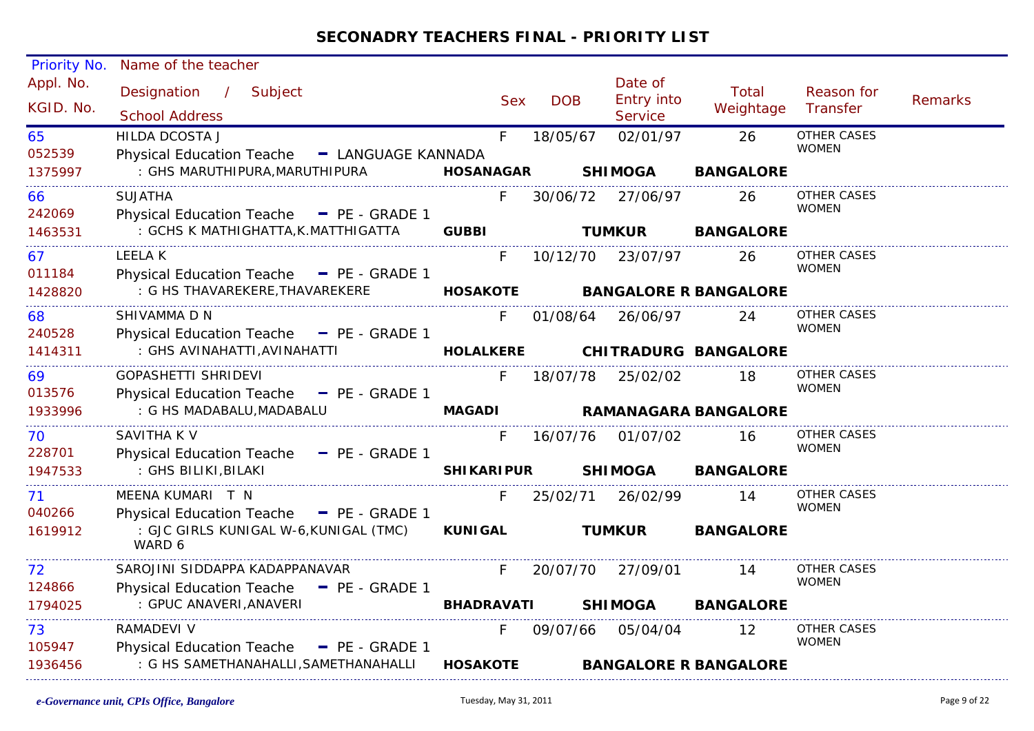## SECONADRY TEACHERS FINAL - PRIORITY LIST

| Priority No. / Appl. No. / KGID. No. | Name of the teacher / Designation / Subject / School Address | Sex | DOB | Date of Entry into Service | Total Weightage | Reason for Transfer | Remarks |
|---|---|---|---|---|---|---|---|
| 65<br>052539<br>1375997 | HILDA DCOSTA J<br>Physical Education Teache - LANGUAGE KANNADA<br>: GHS MARUTHIPURA,MARUTHIPURA **HOSANAGAR SHIMOGA BANGALORE** | F | 18/05/67 | 02/01/97 | 26 | OTHER CASES WOMEN | |
| 66<br>242069<br>1463531 | SUJATHA<br>Physical Education Teache - PE - GRADE 1<br>: GCHS K MATHIGHATTA,K.MATTHIGATTA **GUBBI TUMKUR BANGALORE** | F | 30/06/72 | 27/06/97 | 26 | OTHER CASES WOMEN | |
| 67<br>011184<br>1428820 | LEELA K<br>Physical Education Teache - PE - GRADE 1<br>: G HS THAVAREKERE,THAVAREKERE **HOSAKOTE BANGALORE R BANGALORE** | F | 10/12/70 | 23/07/97 | 26 | OTHER CASES WOMEN | |
| 68<br>240528<br>1414311 | SHIVAMMA D N<br>Physical Education Teache - PE - GRADE 1<br>: GHS AVINAHATTI,AVINAHATTI **HOLALKERE CHITRADURG BANGALORE** | F | 01/08/64 | 26/06/97 | 24 | OTHER CASES WOMEN | |
| 69<br>013576<br>1933996 | GOPASHETTI SHRIDEVI<br>Physical Education Teache - PE - GRADE 1<br>: G HS MADABALU,MADABALU **MAGADI RAMANAGARA BANGALORE** | F | 18/07/78 | 25/02/02 | 18 | OTHER CASES WOMEN | |
| 70<br>228701<br>1947533 | SAVITHA K V<br>Physical Education Teache - PE - GRADE 1<br>: GHS BILIKI,BILAKI **SHIKARIPUR SHIMOGA BANGALORE** | F | 16/07/76 | 01/07/02 | 16 | OTHER CASES WOMEN | |
| 71<br>040266<br>1619912 | MEENA KUMARI T N<br>Physical Education Teache - PE - GRADE 1<br>: GJC GIRLS KUNIGAL W-6,KUNIGAL (TMC) WARD 6 **KUNIGAL TUMKUR BANGALORE** | F | 25/02/71 | 26/02/99 | 14 | OTHER CASES WOMEN | |
| 72<br>124866<br>1794025 | SAROJINI SIDDAPPA KADAPPANAVAR<br>Physical Education Teache - PE - GRADE 1<br>: GPUC ANAVERI,ANAVERI **BHADRAVATI SHIMOGA BANGALORE** | F | 20/07/70 | 27/09/01 | 14 | OTHER CASES WOMEN | |
| 73<br>105947<br>1936456 | RAMADEVI V<br>Physical Education Teache - PE - GRADE 1<br>: G HS SAMETHANAHALLI,SAMETHANAHALLI **HOSAKOTE BANGALORE R BANGALORE** | F | 09/07/66 | 05/04/04 | 12 | OTHER CASES WOMEN | |

*e-Governance unit, CPIs Office, Bangalore* Tuesday, May 31, 2011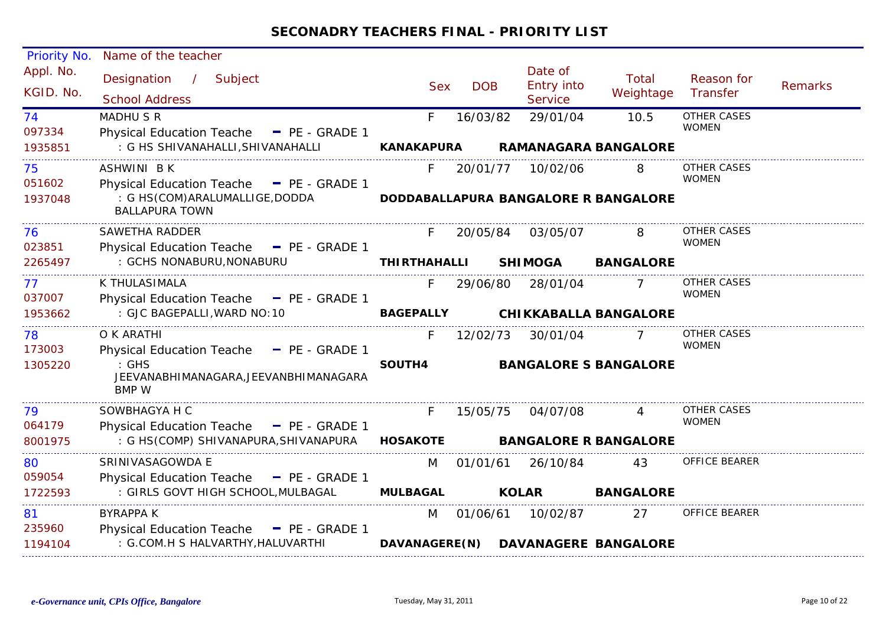# SECONADRY TEACHERS FINAL - PRIORITY LIST

| Priority No. / Appl. No. / KGID. No. | Name of the teacher / Designation / Subject / School Address | Sex | DOB | Date of Entry into Service | Total Weightage | Reason for Transfer | Remarks |
|---|---|---|---|---|---|---|---|
| 74 / 097334 / 1935851 | MADHU S R / Physical Education Teache - PE - GRADE 1 / : G HS SHIVANAHALLI,SHIVANAHALLI **KANAKAPURA RAMANAGARA BANGALORE** | F | 16/03/82 | 29/01/04 | 10.5 | OTHER CASES WOMEN | |
| 75 / 051602 / 1937048 | ASHWINI B K / Physical Education Teache - PE - GRADE 1 / : G HS(COM)ARALUMALLIGE,DODDA BALLAPURA TOWN **DODDABALLAPURA BANGALORE R BANGALORE** | F | 20/01/77 | 10/02/06 | 8 | OTHER CASES WOMEN | |
| 76 / 023851 / 2265497 | SAWETHA RADDER / Physical Education Teache - PE - GRADE 1 / : GCHS NONABURU,NONABURU **THIRTHAHALLI SHIMOGA BANGALORE** | F | 20/05/84 | 03/05/07 | 8 | OTHER CASES WOMEN | |
| 77 / 037007 / 1953662 | K THULASIMALA / Physical Education Teache - PE - GRADE 1 / : GJC BAGEPALLI,WARD NO:10 **BAGEPALLY CHIKKABALLA BANGALORE** | F | 29/06/80 | 28/01/04 | 7 | OTHER CASES WOMEN | |
| 78 / 173003 / 1305220 | O K ARATHI / Physical Education Teache - PE - GRADE 1 / : GHS JEEVANABHIMANAGARA,JEEVANBHIMANAGARA BMP W **SOUTH4 BANGALORE S BANGALORE** | F | 12/02/73 | 30/01/04 | 7 | OTHER CASES WOMEN | |
| 79 / 064179 / 8001975 | SOWBHAGYA H C / Physical Education Teache - PE - GRADE 1 / : G HS(COMP) SHIVANAPURA,SHIVANAPURA **HOSAKOTE BANGALORE R BANGALORE** | F | 15/05/75 | 04/07/08 | 4 | OTHER CASES WOMEN | |
| 80 / 059054 / 1722593 | SRINIVASAGOWDA E / Physical Education Teache - PE - GRADE 1 / : GIRLS GOVT HIGH SCHOOL,MULBAGAL **MULBAGAL KOLAR BANGALORE** | M | 01/01/61 | 26/10/84 | 43 | OFFICE BEARER | |
| 81 / 235960 / 1194104 | BYRAPPA K / Physical Education Teache - PE - GRADE 1 / : G.COM.H S HALVARTHY,HALUVARTHI **DAVANAGERE(N) DAVANAGERE BANGALORE** | M | 01/06/61 | 10/02/87 | 27 | OFFICE BEARER | |

*e-Governance unit, CPIs Office, Bangalore* Tuesday, May 31, 2011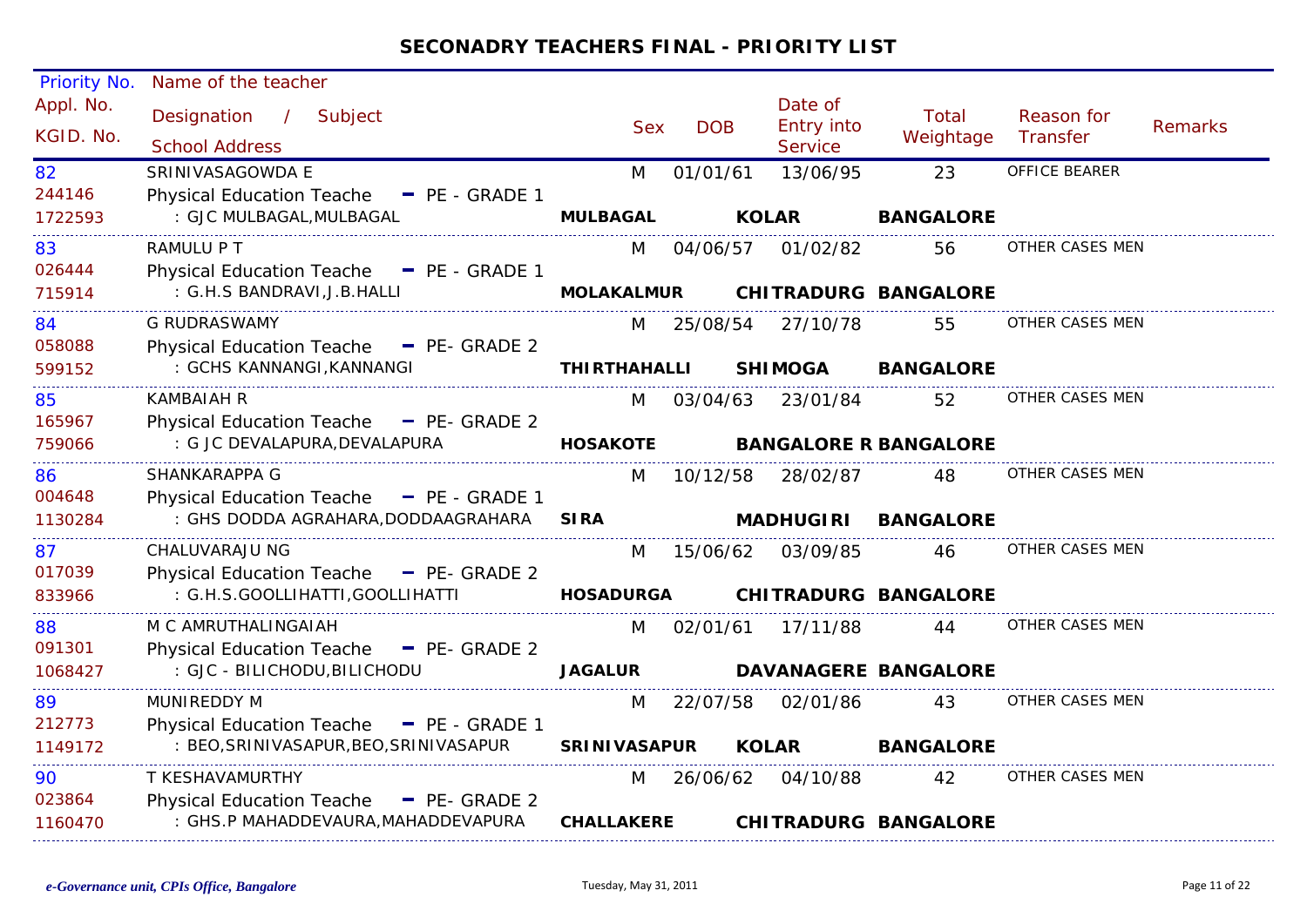## SECONADRY TEACHERS FINAL - PRIORITY LIST

| Priority No. / Appl. No. / KGID. No. | Name of the teacher / Designation / Subject / School Address | Sex | DOB | Date of Entry into Service | Total Weightage | Reason for Transfer | Remarks |
|---|---|---|---|---|---|---|---|
| 82 / 244146 / 1722593 | SRINIVASAGOWDA E / Physical Education Teache - PE - GRADE 1 / : GJC MULBAGAL,MULBAGAL **MULBAGAL KOLAR BANGALORE** | M | 01/01/61 | 13/06/95 | 23 | OFFICE BEARER | |
| 83 / 026444 / 715914 | RAMULU P T / Physical Education Teache - PE - GRADE 1 / : G.H.S BANDRAVI,J.B.HALLI **MOLAKALMUR CHITRADURG BANGALORE** | M | 04/06/57 | 01/02/82 | 56 | OTHER CASES MEN | |
| 84 / 058088 / 599152 | G RUDRASWAMY / Physical Education Teache - PE- GRADE 2 / : GCHS KANNANGI,KANNANGI **THIRTHAHALLI SHIMOGA BANGALORE** | M | 25/08/54 | 27/10/78 | 55 | OTHER CASES MEN | |
| 85 / 165967 / 759066 | KAMBAIAH R / Physical Education Teache - PE- GRADE 2 / : G JC DEVALAPURA,DEVALAPURA **HOSAKOTE BANGALORE R BANGALORE** | M | 03/04/63 | 23/01/84 | 52 | OTHER CASES MEN | |
| 86 / 004648 / 1130284 | SHANKARAPPA G / Physical Education Teache - PE - GRADE 1 / : GHS DODDA AGRAHARA,DODDAAGRAHARA **SIRA MADHUGIRI BANGALORE** | M | 10/12/58 | 28/02/87 | 48 | OTHER CASES MEN | |
| 87 / 017039 / 833966 | CHALUVARAJU NG / Physical Education Teache - PE- GRADE 2 / : G.H.S.GOOLLIHATTI,GOOLLIHATTI **HOSADURGA CHITRADURG BANGALORE** | M | 15/06/62 | 03/09/85 | 46 | OTHER CASES MEN | |
| 88 / 091301 / 1068427 | M C AMRUTHALINGAIAH / Physical Education Teache - PE- GRADE 2 / : GJC - BILICHODU,BILICHODU **JAGALUR DAVANAGERE BANGALORE** | M | 02/01/61 | 17/11/88 | 44 | OTHER CASES MEN | |
| 89 / 212773 / 1149172 | MUNIREDDY M / Physical Education Teache - PE - GRADE 1 / : BEO,SRINIVASAPUR,BEO,SRINIVASAPUR **SRINIVASAPUR KOLAR BANGALORE** | M | 22/07/58 | 02/01/86 | 43 | OTHER CASES MEN | |
| 90 / 023864 / 1160470 | T KESHAVAMURTHY / Physical Education Teache - PE- GRADE 2 / : GHS.P MAHADDEVAURA,MAHADDEVAPURA **CHALLAKERE CHITRADURG BANGALORE** | M | 26/06/62 | 04/10/88 | 42 | OTHER CASES MEN | |

*e-Governance unit, CPIs Office, Bangalore* Tuesday, May 31, 2011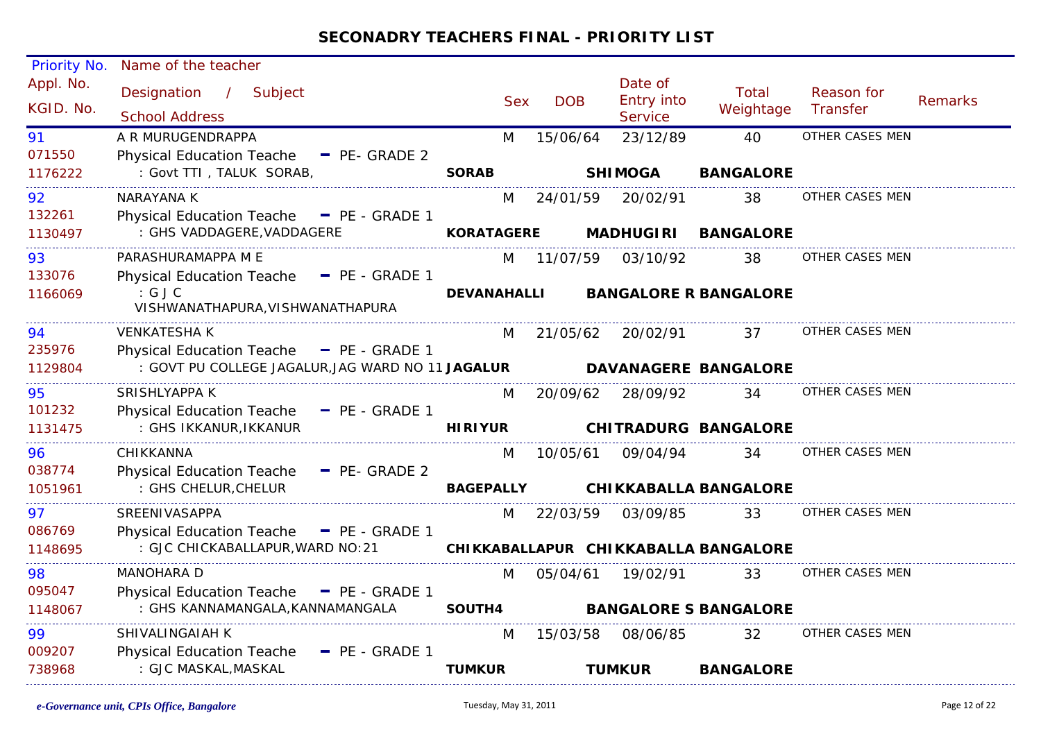# SECONADRY TEACHERS FINAL - PRIORITY LIST

| Priority No. / Appl. No. / KGID. No. | Name of the teacher / Designation / Subject / School Address | | Sex | DOB | Date of Entry into Service | Total Weightage | Reason for Transfer | Remarks |
|---|---|---|---|---|---|---|---|---|
| 91<br>071550<br>1176222 | A R MURUGENDRAPPA<br>Physical Education Teache - PE- GRADE 2<br>: Govt TTI , TALUK SORAB, | SORAB | M | 15/06/64 | 23/12/89<br>SHIMOGA | 40<br>BANGALORE | OTHER CASES MEN | |
| 92<br>132261<br>1130497 | NARAYANA K<br>Physical Education Teache - PE - GRADE 1<br>: GHS VADDAGERE,VADDAGERE | KORATAGERE | M | 24/01/59 | 20/02/91<br>MADHUGIRI | 38<br>BANGALORE | OTHER CASES MEN | |
| 93<br>133076<br>1166069 | PARASHURAMAPPA M E<br>Physical Education Teache - PE - GRADE 1<br>: G J C VISHWANATHAPURA,VISHWANATHAPURA | DEVANAHALLI | M | 11/07/59 | 03/10/92<br>BANGALORE R | 38<br>BANGALORE | OTHER CASES MEN | |
| 94<br>235976<br>1129804 | VENKATESHA K<br>Physical Education Teache - PE - GRADE 1<br>: GOVT PU COLLEGE JAGALUR,JAG WARD NO 11 | JAGALUR | M | 21/05/62 | 20/02/91<br>DAVANAGERE | 37<br>BANGALORE | OTHER CASES MEN | |
| 95<br>101232<br>1131475 | SRISHLYAPPA K<br>Physical Education Teache - PE - GRADE 1<br>: GHS IKKANUR,IKKANUR | HIRIYUR | M | 20/09/62 | 28/09/92<br>CHITRADURG | 34<br>BANGALORE | OTHER CASES MEN | |
| 96<br>038774<br>1051961 | CHIKKANNA<br>Physical Education Teache - PE- GRADE 2<br>: GHS CHELUR,CHELUR | BAGEPALLY | M | 10/05/61 | 09/04/94<br>CHIKKABALLA | 34<br>BANGALORE | OTHER CASES MEN | |
| 97<br>086769<br>1148695 | SREENIVASAPPA<br>Physical Education Teache - PE - GRADE 1<br>: GJC CHICKABALLAPUR,WARD NO:21 | CHIKKABALLAPUR | M | 22/03/59 | 03/09/85<br>CHIKKABALLA | 33<br>BANGALORE | OTHER CASES MEN | |
| 98<br>095047<br>1148067 | MANOHARA D<br>Physical Education Teache - PE - GRADE 1<br>: GHS KANNAMANGALA,KANNAMANGALA | SOUTH4 | M | 05/04/61 | 19/02/91<br>BANGALORE S | 33<br>BANGALORE | OTHER CASES MEN | |
| 99<br>009207<br>738968 | SHIVALINGAIAH K<br>Physical Education Teache - PE - GRADE 1<br>: GJC MASKAL,MASKAL | TUMKUR | M | 15/03/58 | 08/06/85<br>TUMKUR | 32<br>BANGALORE | OTHER CASES MEN | |

*e-Governance unit, CPIs Office, Bangalore* Tuesday, May 31, 2011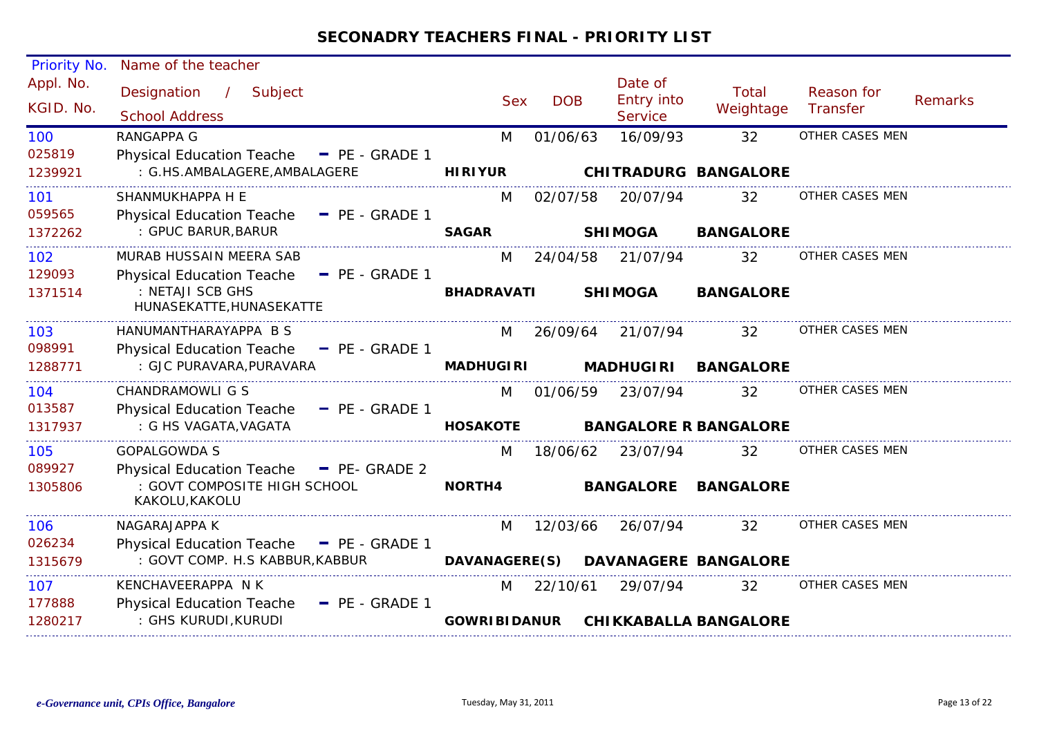## SECONADRY TEACHERS FINAL - PRIORITY LIST

| Priority No. / Appl. No. / KGID. No. | Name of the teacher / Designation / Subject / School Address | Sex | DOB | Date of Entry into Service | Total Weightage | Reason for Transfer | Remarks |
|---|---|---|---|---|---|---|---|
| 100<br>025819<br>1239921 | RANGAPPA G<br>Physical Education Teache - PE - GRADE 1<br>: G.HS.AMBALAGERE,AMBALAGERE<br>**HIRIYUR CHITRADURG BANGALORE** | M | 01/06/63 | 16/09/93 | 32 | OTHER CASES MEN | |
| 101<br>059565<br>1372262 | SHANMUKHAPPA H E<br>Physical Education Teache - PE - GRADE 1<br>: GPUC BARUR,BARUR<br>**SAGAR SHIMOGA BANGALORE** | M | 02/07/58 | 20/07/94 | 32 | OTHER CASES MEN | |
| 102<br>129093<br>1371514 | MURAB HUSSAIN MEERA SAB<br>Physical Education Teache - PE - GRADE 1<br>: NETAJI SCB GHS HUNASEKATTE,HUNASEKATTE<br>**BHADRAVATI SHIMOGA BANGALORE** | M | 24/04/58 | 21/07/94 | 32 | OTHER CASES MEN | |
| 103<br>098991<br>1288771 | HANUMANTHARAYAPPA B S<br>Physical Education Teache - PE - GRADE 1<br>: GJC PURAVARA,PURAVARA<br>**MADHUGIRI MADHUGIRI BANGALORE** | M | 26/09/64 | 21/07/94 | 32 | OTHER CASES MEN | |
| 104<br>013587<br>1317937 | CHANDRAMOWLI G S<br>Physical Education Teache - PE - GRADE 1<br>: G HS VAGATA,VAGATA<br>**HOSAKOTE BANGALORE R BANGALORE** | M | 01/06/59 | 23/07/94 | 32 | OTHER CASES MEN | |
| 105<br>089927<br>1305806 | GOPALGOWDA S<br>Physical Education Teache - PE- GRADE 2<br>: GOVT COMPOSITE HIGH SCHOOL KAKOLU,KAKOLU<br>**NORTH4 BANGALORE BANGALORE** | M | 18/06/62 | 23/07/94 | 32 | OTHER CASES MEN | |
| 106<br>026234<br>1315679 | NAGARAJAPPA K<br>Physical Education Teache - PE - GRADE 1<br>: GOVT COMP. H.S KABBUR,KABBUR<br>**DAVANAGERE(S) DAVANAGERE BANGALORE** | M | 12/03/66 | 26/07/94 | 32 | OTHER CASES MEN | |
| 107<br>177888<br>1280217 | KENCHAVEERAPPA N K<br>Physical Education Teache - PE - GRADE 1<br>: GHS KURUDI,KURUDI<br>**GOWRIBIDANUR CHIKKABALLA BANGALORE** | M | 22/10/61 | 29/07/94 | 32 | OTHER CASES MEN | |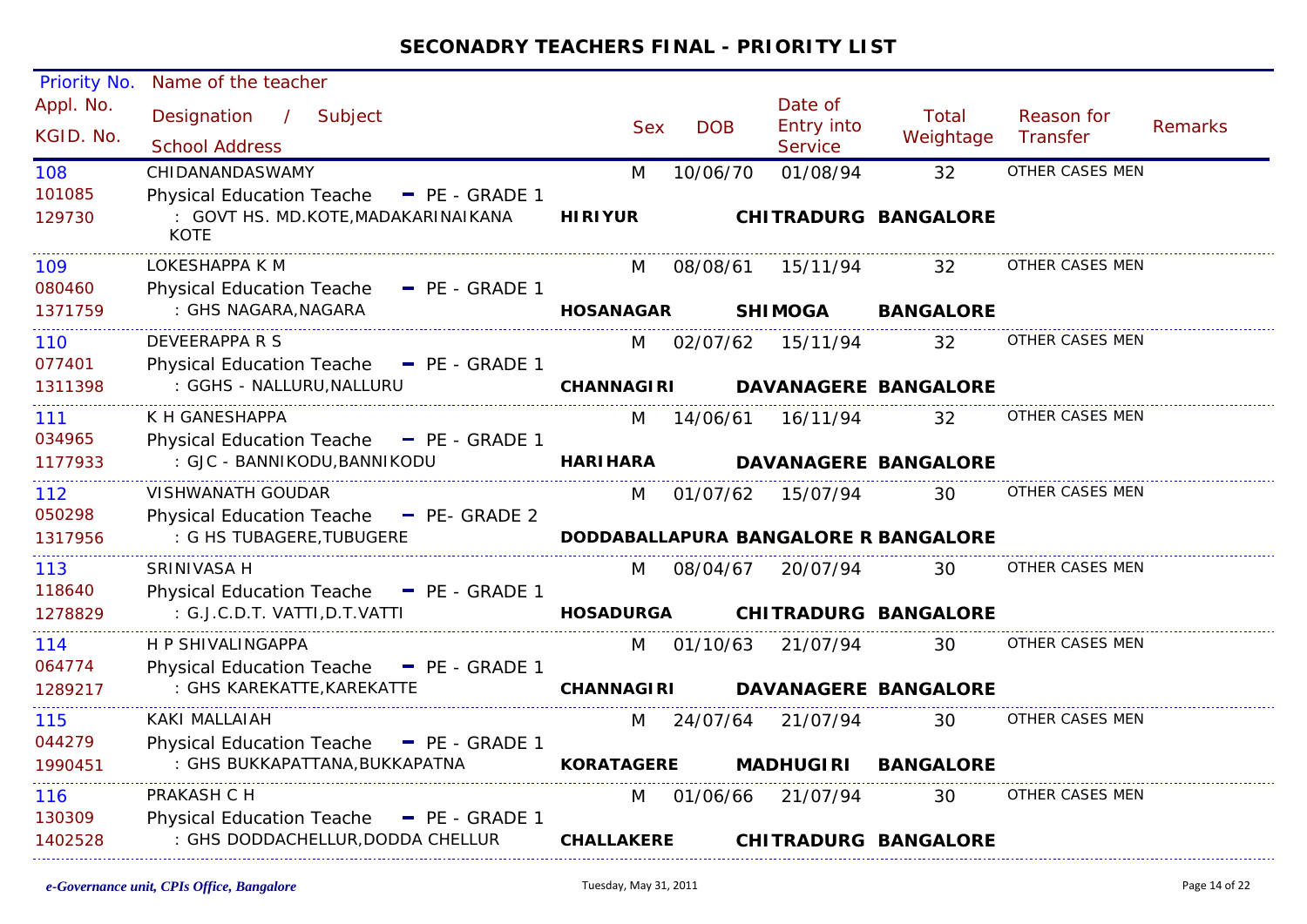## SECONADRY TEACHERS FINAL - PRIORITY LIST

| Priority No. / Appl. No. / KGID. No. | Name of the teacher / Designation / Subject / School Address | Sex | DOB | Date of Entry into Service | Total Weightage | Reason for Transfer | Remarks |
|---|---|---|---|---|---|---|---|
| 108 / 101085 / 129730 | CHIDANANDASWAMY / Physical Education Teache - PE - GRADE 1 / : GOVT HS. MD.KOTE,MADAKARINAIKANA KOTE / **HIRIYUR CHITRADURG BANGALORE** | M | 10/06/70 | 01/08/94 | 32 | OTHER CASES MEN | |
| 109 / 080460 / 1371759 | LOKESHAPPA K M / Physical Education Teache - PE - GRADE 1 / : GHS NAGARA,NAGARA / **HOSANAGAR SHIMOGA BANGALORE** | M | 08/08/61 | 15/11/94 | 32 | OTHER CASES MEN | |
| 110 / 077401 / 1311398 | DEVEERAPPA R S / Physical Education Teache - PE - GRADE 1 / : GGHS - NALLURU,NALLURU / **CHANNAGIRI DAVANAGERE BANGALORE** | M | 02/07/62 | 15/11/94 | 32 | OTHER CASES MEN | |
| 111 / 034965 / 1177933 | K H GANESHAPPA / Physical Education Teache - PE - GRADE 1 / : GJC - BANNIKODU,BANNIKODU / **HARIHARA DAVANAGERE BANGALORE** | M | 14/06/61 | 16/11/94 | 32 | OTHER CASES MEN | |
| 112 / 050298 / 1317956 | VISHWANATH GOUDAR / Physical Education Teache - PE- GRADE 2 / : G HS TUBAGERE,TUBUGERE / **DODDABALLAPURA BANGALORE R BANGALORE** | M | 01/07/62 | 15/07/94 | 30 | OTHER CASES MEN | |
| 113 / 118640 / 1278829 | SRINIVASA H / Physical Education Teache - PE - GRADE 1 / : G.J.C.D.T. VATTI,D.T.VATTI / **HOSADURGA CHITRADURG BANGALORE** | M | 08/04/67 | 20/07/94 | 30 | OTHER CASES MEN | |
| 114 / 064774 / 1289217 | H P SHIVALINGAPPA / Physical Education Teache - PE - GRADE 1 / : GHS KAREKATTE,KAREKATTE / **CHANNAGIRI DAVANAGERE BANGALORE** | M | 01/10/63 | 21/07/94 | 30 | OTHER CASES MEN | |
| 115 / 044279 / 1990451 | KAKI MALLAIAH / Physical Education Teache - PE - GRADE 1 / : GHS BUKKAPATTANA,BUKKAPATNA / **KORATAGERE MADHUGIRI BANGALORE** | M | 24/07/64 | 21/07/94 | 30 | OTHER CASES MEN | |
| 116 / 130309 / 1402528 | PRAKASH C H / Physical Education Teache - PE - GRADE 1 / : GHS DODDACHELLUR,DODDA CHELLUR / **CHALLAKERE CHITRADURG BANGALORE** | M | 01/06/66 | 21/07/94 | 30 | OTHER CASES MEN | |

*e-Governance unit, CPIs Office, Bangalore* — Tuesday, May 31, 2011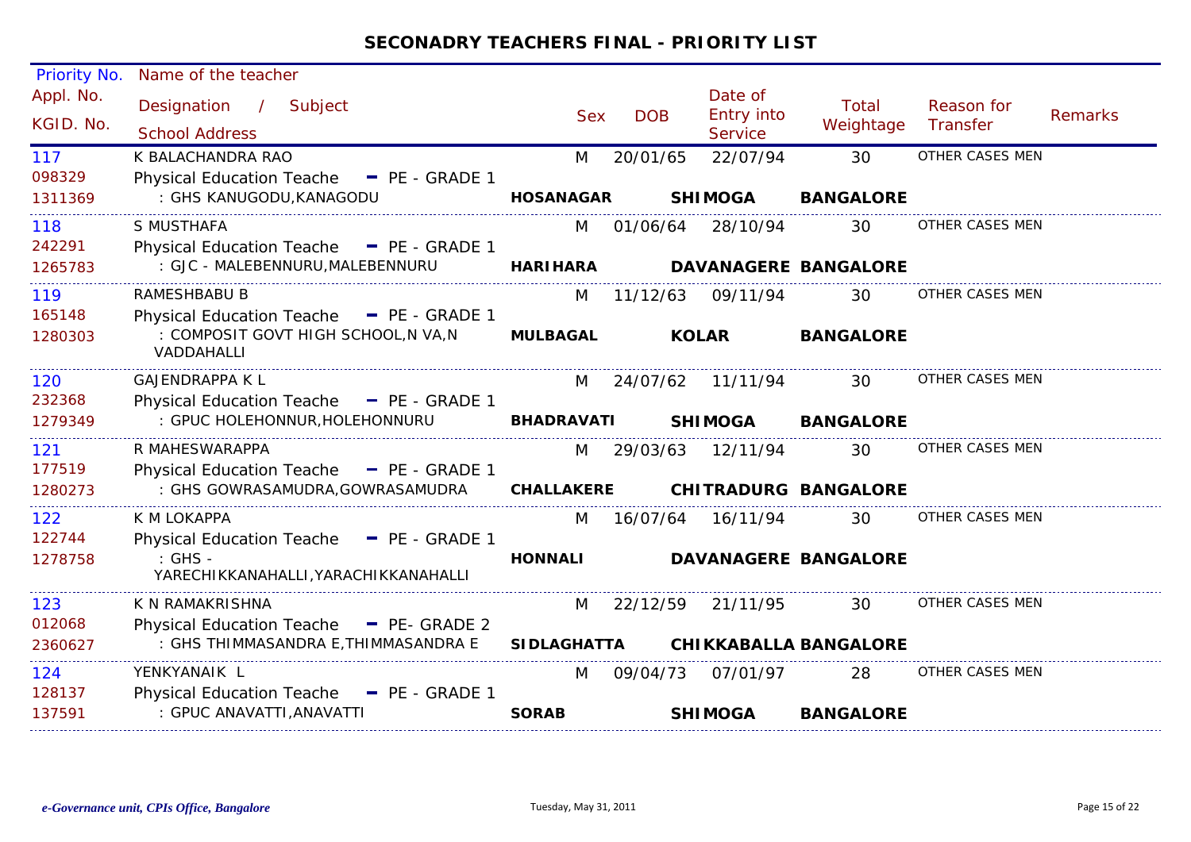# SECONADRY TEACHERS FINAL - PRIORITY LIST

| Priority No. / Appl. No. / KGID. No. | Name of the teacher / Designation / Subject / School Address | Sex | DOB | Date of Entry into Service | Total Weightage | Reason for Transfer | Remarks |
|---|---|---|---|---|---|---|---|
| 117<br>098329<br>1311369 | K BALACHANDRA RAO<br>Physical Education Teache - PE - GRADE 1<br>: GHS KANUGODU,KANAGODU<br>**HOSANAGAR SHIMOGA BANGALORE** | M | 20/01/65 | 22/07/94 | 30 | OTHER CASES MEN | |
| 118<br>242291<br>1265783 | S MUSTHAFA<br>Physical Education Teache - PE - GRADE 1<br>: GJC - MALEBENNURU,MALEBENNURU<br>**HARIHARA DAVANAGERE BANGALORE** | M | 01/06/64 | 28/10/94 | 30 | OTHER CASES MEN | |
| 119<br>165148<br>1280303 | RAMESHBABU B<br>Physical Education Teache - PE - GRADE 1<br>: COMPOSIT GOVT HIGH SCHOOL,N VA,N VADDAHALLI<br>**MULBAGAL KOLAR BANGALORE** | M | 11/12/63 | 09/11/94 | 30 | OTHER CASES MEN | |
| 120<br>232368<br>1279349 | GAJENDRAPPA K L<br>Physical Education Teache - PE - GRADE 1<br>: GPUC HOLEHONNUR,HOLEHONNURU<br>**BHADRAVATI SHIMOGA BANGALORE** | M | 24/07/62 | 11/11/94 | 30 | OTHER CASES MEN | |
| 121<br>177519<br>1280273 | R MAHESWARAPPA<br>Physical Education Teache - PE - GRADE 1<br>: GHS GOWRASAMUDRA,GOWRASAMUDRA<br>**CHALLAKERE CHITRADURG BANGALORE** | M | 29/03/63 | 12/11/94 | 30 | OTHER CASES MEN | |
| 122<br>122744<br>1278758 | K M LOKAPPA<br>Physical Education Teache - PE - GRADE 1<br>: GHS - YARECHIKKANAHALLI,YARACHIKKANAHALLI<br>**HONNALI DAVANAGERE BANGALORE** | M | 16/07/64 | 16/11/94 | 30 | OTHER CASES MEN | |
| 123<br>012068<br>2360627 | K N RAMAKRISHNA<br>Physical Education Teache - PE- GRADE 2<br>: GHS THIMMASANDRA E,THIMMASANDRA E<br>**SIDLAGHATTA CHIKKABALLA BANGALORE** | M | 22/12/59 | 21/11/95 | 30 | OTHER CASES MEN | |
| 124<br>128137<br>137591 | YENKYANAIK L<br>Physical Education Teache - PE - GRADE 1<br>: GPUC ANAVATTI,ANAVATTI<br>**SORAB SHIMOGA BANGALORE** | M | 09/04/73 | 07/01/97 | 28 | OTHER CASES MEN | |

*e-Governance unit, CPIs Office, Bangalore* — Tuesday, May 31, 2011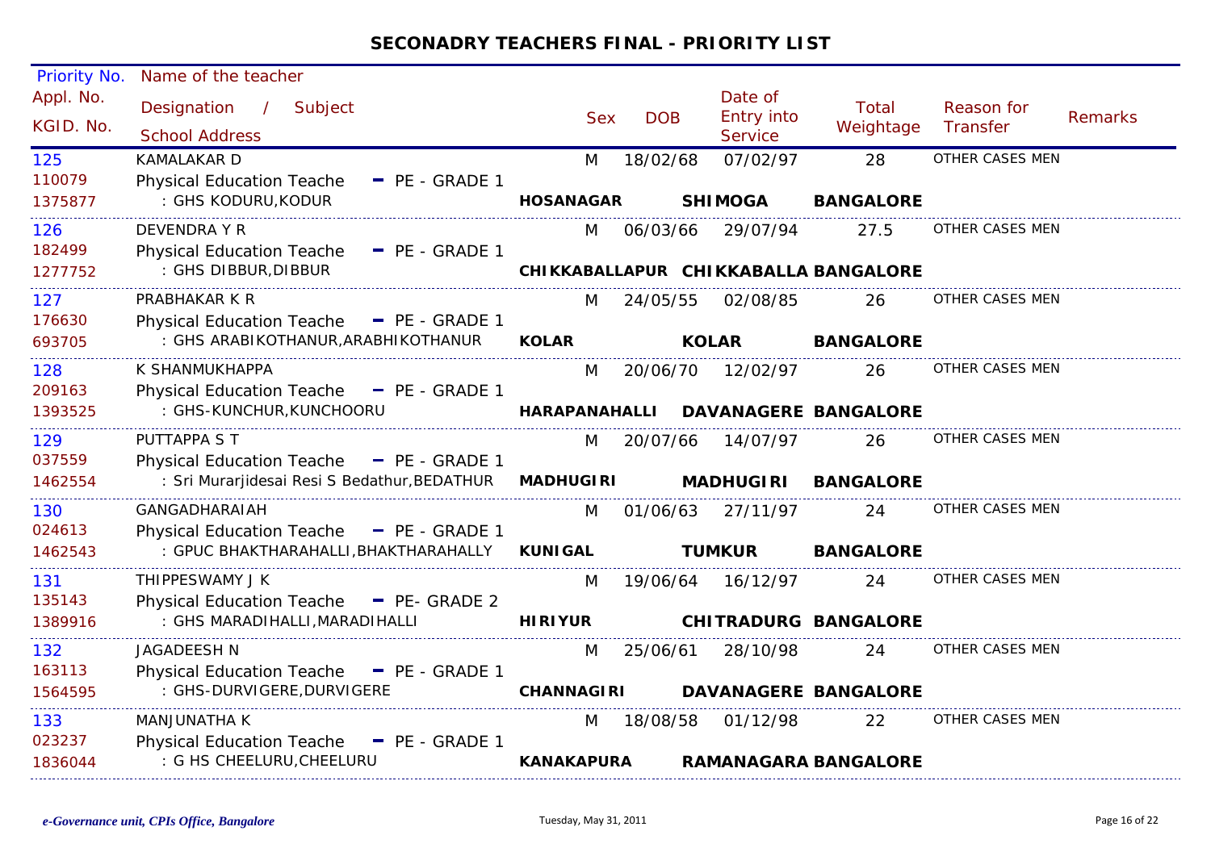## SECONADRY TEACHERS FINAL - PRIORITY LIST

| Priority No. / Appl. No. / KGID. No. | Name of the teacher / Designation / Subject / School Address | | Sex | DOB | Date of Entry into Service | Total Weightage | Reason for Transfer | Remarks |
|---|---|---|---|---|---|---|---|---|
| 125 / 110079 / 1375877 | KAMALAKAR D / Physical Education Teache - PE - GRADE 1 / : GHS KODURU,KODUR | **HOSANAGAR** | M | 18/02/68 | 07/02/97 **SHIMOGA** | 28 **BANGALORE** | OTHER CASES MEN | |
| 126 / 182499 / 1277752 | DEVENDRA Y R / Physical Education Teache - PE - GRADE 1 / : GHS DIBBUR,DIBBUR | **CHIKKABALLAPUR** | M | 06/03/66 | 29/07/94 **CHIKKABALLA** | 27.5 **BANGALORE** | OTHER CASES MEN | |
| 127 / 176630 / 693705 | PRABHAKAR K R / Physical Education Teache - PE - GRADE 1 / : GHS ARABIKOTHANUR,ARABHIKOTHANUR | **KOLAR** | M | 24/05/55 | 02/08/85 **KOLAR** | 26 **BANGALORE** | OTHER CASES MEN | |
| 128 / 209163 / 1393525 | K SHANMUKHAPPA / Physical Education Teache - PE - GRADE 1 / : GHS-KUNCHUR,KUNCHOORU | **HARAPANAHALLI** | M | 20/06/70 | 12/02/97 **DAVANAGERE** | 26 **BANGALORE** | OTHER CASES MEN | |
| 129 / 037559 / 1462554 | PUTTAPPA S T / Physical Education Teache - PE - GRADE 1 / : Sri Murarjidesai Resi S Bedathur,BEDATHUR | **MADHUGIRI** | M | 20/07/66 | 14/07/97 **MADHUGIRI** | 26 **BANGALORE** | OTHER CASES MEN | |
| 130 / 024613 / 1462543 | GANGADHARAIAH / Physical Education Teache - PE - GRADE 1 / : GPUC BHAKTHARAHALLI,BHAKTHARAHALLY | **KUNIGAL** | M | 01/06/63 | 27/11/97 **TUMKUR** | 24 **BANGALORE** | OTHER CASES MEN | |
| 131 / 135143 / 1389916 | THIPPESWAMY J K / Physical Education Teache - PE- GRADE 2 / : GHS MARADIHALLI,MARADIHALLI | **HIRIYUR** | M | 19/06/64 | 16/12/97 **CHITRADURG** | 24 **BANGALORE** | OTHER CASES MEN | |
| 132 / 163113 / 1564595 | JAGADEESH N / Physical Education Teache - PE - GRADE 1 / : GHS-DURVIGERE,DURVIGERE | **CHANNAGIRI** | M | 25/06/61 | 28/10/98 **DAVANAGERE** | 24 **BANGALORE** | OTHER CASES MEN | |
| 133 / 023237 / 1836044 | MANJUNATHA K / Physical Education Teache - PE - GRADE 1 / : G HS CHEELURU,CHEELURU | **KANAKAPURA** | M | 18/08/58 | 01/12/98 **RAMANAGARA** | 22 **BANGALORE** | OTHER CASES MEN | |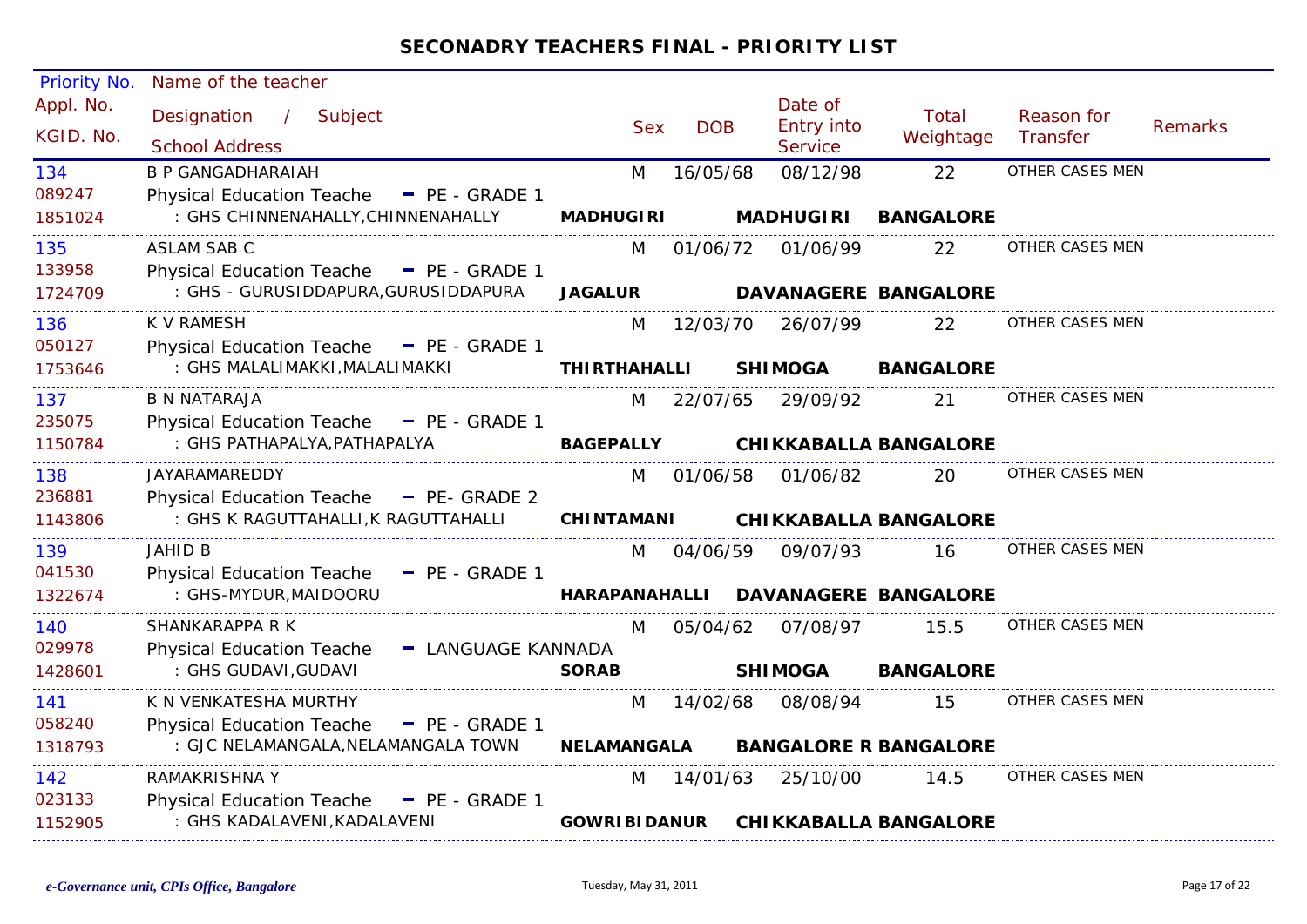## SECONADRY TEACHERS FINAL - PRIORITY LIST

| Priority No. / Appl. No. / KGID. No. | Name of the teacher / Designation / Subject / School Address | Sex | DOB | Date of Entry into Service | Total Weightage | Reason for Transfer | Remarks |
|---|---|---|---|---|---|---|---|
| 134<br>089247<br>1851024 | B P GANGADHARAIAH<br>Physical Education Teache - PE - GRADE 1<br>: GHS CHINNENAHALLY,CHINNENAHALLY **MADHUGIRI MADHUGIRI BANGALORE** | M | 16/05/68 | 08/12/98 | 22 | OTHER CASES MEN | |
| 135<br>133958<br>1724709 | ASLAM SAB C<br>Physical Education Teache - PE - GRADE 1<br>: GHS - GURUSIDDAPURA,GURUSIDDAPURA **JAGALUR DAVANAGERE BANGALORE** | M | 01/06/72 | 01/06/99 | 22 | OTHER CASES MEN | |
| 136<br>050127<br>1753646 | K V RAMESH<br>Physical Education Teache - PE - GRADE 1<br>: GHS MALALIMAKKI,MALALIMAKKI **THIRTHAHALLI SHIMOGA BANGALORE** | M | 12/03/70 | 26/07/99 | 22 | OTHER CASES MEN | |
| 137<br>235075<br>1150784 | B N NATARAJA<br>Physical Education Teache - PE - GRADE 1<br>: GHS PATHAPALYA,PATHAPALYA **BAGEPALLY CHIKKABALLA BANGALORE** | M | 22/07/65 | 29/09/92 | 21 | OTHER CASES MEN | |
| 138<br>236881<br>1143806 | JAYARAMAREDDY<br>Physical Education Teache - PE- GRADE 2<br>: GHS K RAGUTTAHALLI,K RAGUTTAHALLI **CHINTAMANI CHIKKABALLA BANGALORE** | M | 01/06/58 | 01/06/82 | 20 | OTHER CASES MEN | |
| 139<br>041530<br>1322674 | JAHID B<br>Physical Education Teache - PE - GRADE 1<br>: GHS-MYDUR,MAIDOORU **HARAPANAHALLI DAVANAGERE BANGALORE** | M | 04/06/59 | 09/07/93 | 16 | OTHER CASES MEN | |
| 140<br>029978<br>1428601 | SHANKARAPPA R K<br>Physical Education Teache - LANGUAGE KANNADA<br>: GHS GUDAVI,GUDAVI **SORAB SHIMOGA BANGALORE** | M | 05/04/62 | 07/08/97 | 15.5 | OTHER CASES MEN | |
| 141<br>058240<br>1318793 | K N VENKATESHA MURTHY<br>Physical Education Teache - PE - GRADE 1<br>: GJC NELAMANGALA,NELAMANGALA TOWN **NELAMANGALA BANGALORE R BANGALORE** | M | 14/02/68 | 08/08/94 | 15 | OTHER CASES MEN | |
| 142<br>023133<br>1152905 | RAMAKRISHNA Y<br>Physical Education Teache - PE - GRADE 1<br>: GHS KADALAVENI,KADALAVENI **GOWRIBIDANUR CHIKKABALLA BANGALORE** | M | 14/01/63 | 25/10/00 | 14.5 | OTHER CASES MEN | |

*e-Governance unit, CPIs Office, Bangalore* Tuesday, May 31, 2011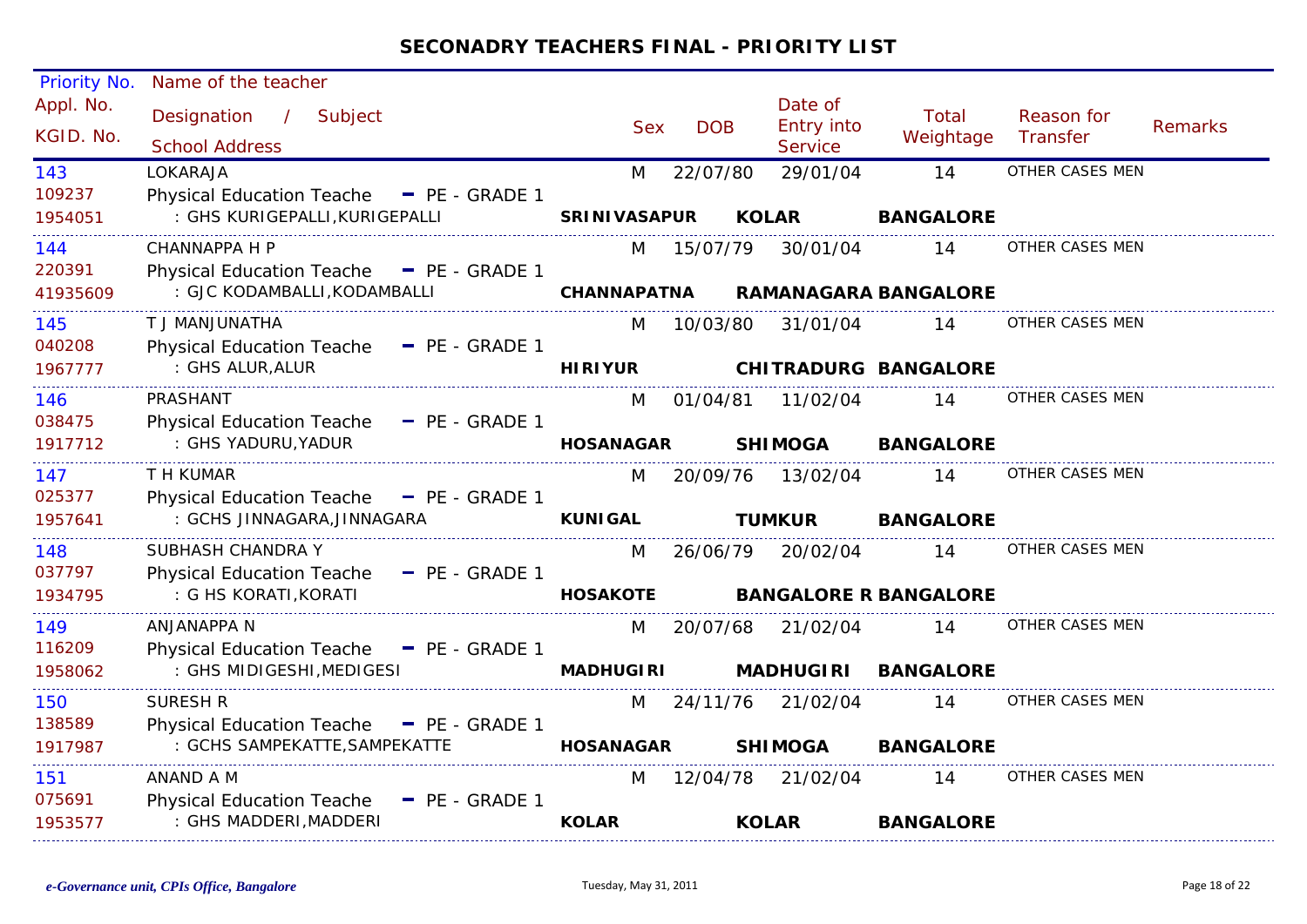## SECONADRY TEACHERS FINAL - PRIORITY LIST

| Priority No. / Appl. No. / KGID. No. | Name of the teacher / Designation / Subject / School Address | Sex | DOB | Date of Entry into Service | Total Weightage | Reason for Transfer | Remarks |
|---|---|---|---|---|---|---|---|
| 143 / 109237 / 1954051 | LOKARAJA / Physical Education Teache - PE - GRADE 1 / : GHS KURIGEPALLI,KURIGEPALLI — **SRINIVASAPUR KOLAR BANGALORE** | M | 22/07/80 | 29/01/04 | 14 | OTHER CASES MEN | |
| 144 / 220391 / 41935609 | CHANNAPPA H P / Physical Education Teache - PE - GRADE 1 / : GJC KODAMBALLI,KODAMBALLI — **CHANNAPATNA RAMANAGARA BANGALORE** | M | 15/07/79 | 30/01/04 | 14 | OTHER CASES MEN | |
| 145 / 040208 / 1967777 | T J MANJUNATHA / Physical Education Teache - PE - GRADE 1 / : GHS ALUR,ALUR — **HIRIYUR CHITRADURG BANGALORE** | M | 10/03/80 | 31/01/04 | 14 | OTHER CASES MEN | |
| 146 / 038475 / 1917712 | PRASHANT / Physical Education Teache - PE - GRADE 1 / : GHS YADURU,YADUR — **HOSANAGAR SHIMOGA BANGALORE** | M | 01/04/81 | 11/02/04 | 14 | OTHER CASES MEN | |
| 147 / 025377 / 1957641 | T H KUMAR / Physical Education Teache - PE - GRADE 1 / : GCHS JINNAGARA,JINNAGARA — **KUNIGAL TUMKUR BANGALORE** | M | 20/09/76 | 13/02/04 | 14 | OTHER CASES MEN | |
| 148 / 037797 / 1934795 | SUBHASH CHANDRA Y / Physical Education Teache - PE - GRADE 1 / : G HS KORATI,KORATI — **HOSAKOTE BANGALORE R BANGALORE** | M | 26/06/79 | 20/02/04 | 14 | OTHER CASES MEN | |
| 149 / 116209 / 1958062 | ANJANAPPA N / Physical Education Teache - PE - GRADE 1 / : GHS MIDIGESHI,MEDIGESI — **MADHUGIRI MADHUGIRI BANGALORE** | M | 20/07/68 | 21/02/04 | 14 | OTHER CASES MEN | |
| 150 / 138589 / 1917987 | SURESH R / Physical Education Teache - PE - GRADE 1 / : GCHS SAMPEKATTE,SAMPEKATTE — **HOSANAGAR SHIMOGA BANGALORE** | M | 24/11/76 | 21/02/04 | 14 | OTHER CASES MEN | |
| 151 / 075691 / 1953577 | ANAND A M / Physical Education Teache - PE - GRADE 1 / : GHS MADDERI,MADDERI — **KOLAR KOLAR BANGALORE** | M | 12/04/78 | 21/02/04 | 14 | OTHER CASES MEN | |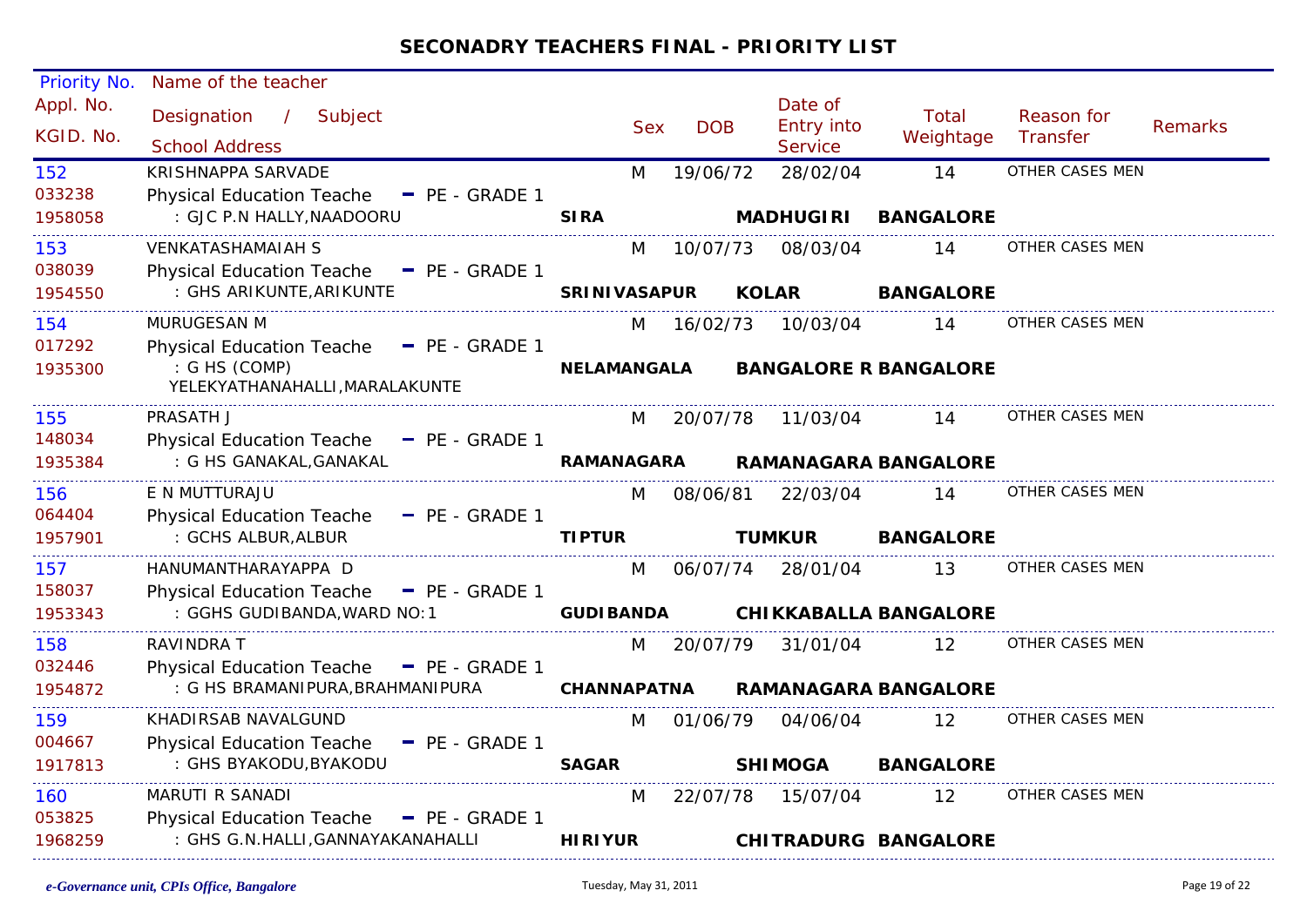## SECONADRY TEACHERS FINAL - PRIORITY LIST

| Priority No. / Appl. No. / KGID. No. | Name of the teacher / Designation / Subject / School Address | | | Sex | DOB | Date of Entry into Service | Total Weightage | Reason for Transfer | Remarks |
|---|---|---|---|---|---|---|---|---|---|
| 152 / 033238 / 1958058 | KRISHNAPPA SARVADE / Physical Education Teache - PE - GRADE 1 / : GJC P.N HALLY,NAADOORU | SIRA | MADHUGIRI | M | 19/06/72 | 28/02/04 | 14 | OTHER CASES MEN | |
| | | | BANGALORE | | | | | | |
| 153 / 038039 / 1954550 | VENKATASHAMAIAH S / Physical Education Teache - PE - GRADE 1 / : GHS ARIKUNTE,ARIKUNTE | SRINIVASAPUR | KOLAR | M | 10/07/73 | 08/03/04 | 14 | OTHER CASES MEN | |
| | | | BANGALORE | | | | | | |
| 154 / 017292 / 1935300 | MURUGESAN M / Physical Education Teache - PE - GRADE 1 / : G HS (COMP) YELEKYATHANAHALLI,MARALAKUNTE | NELAMANGALA | BANGALORE R | M | 16/02/73 | 10/03/04 | 14 | OTHER CASES MEN | |
| | | | BANGALORE | | | | | | |
| 155 / 148034 / 1935384 | PRASATH J / Physical Education Teache - PE - GRADE 1 / : G HS GANAKAL,GANAKAL | RAMANAGARA | RAMANAGARA | M | 20/07/78 | 11/03/04 | 14 | OTHER CASES MEN | |
| | | | BANGALORE | | | | | | |
| 156 / 064404 / 1957901 | E N MUTTURAJU / Physical Education Teache - PE - GRADE 1 / : GCHS ALBUR,ALBUR | TIPTUR | TUMKUR | M | 08/06/81 | 22/03/04 | 14 | OTHER CASES MEN | |
| | | | BANGALORE | | | | | | |
| 157 / 158037 / 1953343 | HANUMANTHARAYAPPA D / Physical Education Teache - PE - GRADE 1 / : GGHS GUDIBANDA,WARD NO:1 | GUDIBANDA | CHIKKABALLA | M | 06/07/74 | 28/01/04 | 13 | OTHER CASES MEN | |
| | | | BANGALORE | | | | | | |
| 158 / 032446 / 1954872 | RAVINDRA T / Physical Education Teache - PE - GRADE 1 / : G HS BRAMANIPURA,BRAHMANIPURA | CHANNAPATNA | RAMANAGARA | M | 20/07/79 | 31/01/04 | 12 | OTHER CASES MEN | |
| | | | BANGALORE | | | | | | |
| 159 / 004667 / 1917813 | KHADIRSAB NAVALGUND / Physical Education Teache - PE - GRADE 1 / : GHS BYAKODU,BYAKODU | SAGAR | SHIMOGA | M | 01/06/79 | 04/06/04 | 12 | OTHER CASES MEN | |
| | | | BANGALORE | | | | | | |
| 160 / 053825 / 1968259 | MARUTI R SANADI / Physical Education Teache - PE - GRADE 1 / : GHS G.N.HALLI,GANNAYAKANAHALLI | HIRIYUR | CHITRADURG | M | 22/07/78 | 15/07/04 | 12 | OTHER CASES MEN | |
| | | | BANGALORE | | | | | | |

*e-Governance unit, CPIs Office, Bangalore*    Tuesday, May 31, 2011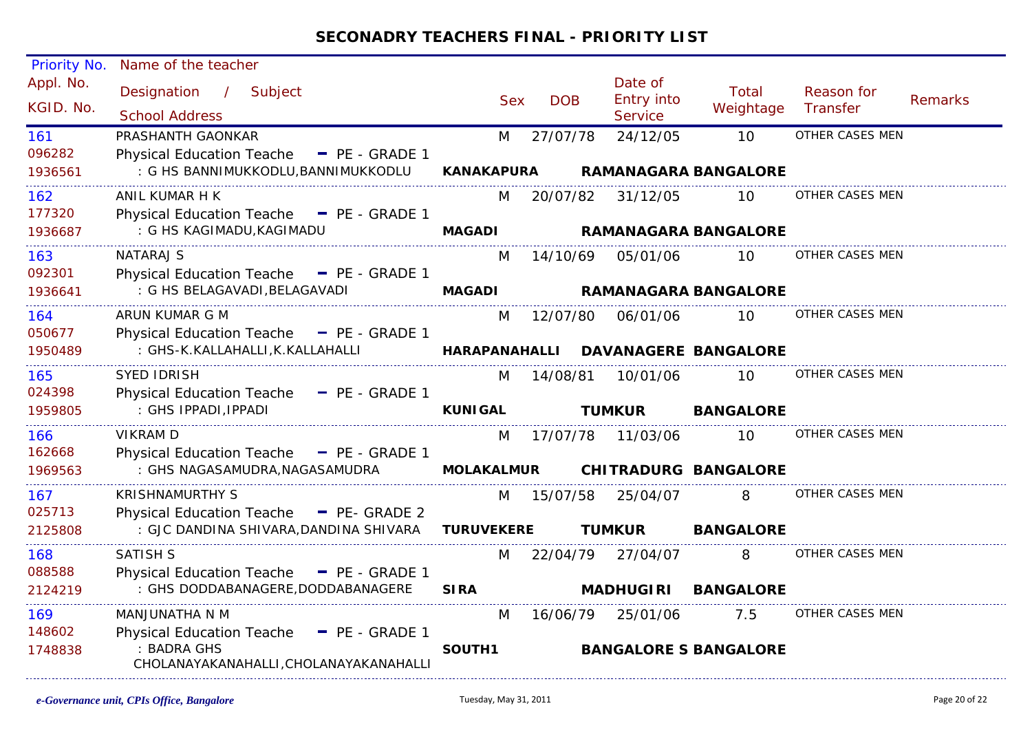## SECONADRY TEACHERS FINAL - PRIORITY LIST

| Priority No. / Appl. No. / KGID. No. | Name of the teacher / Designation / Subject / School Address | | Sex | DOB | Date of Entry into Service | Total Weightage | Reason for Transfer | Remarks |
|---|---|---|---|---|---|---|---|---|
| 161<br>096282<br>1936561 | PRASHANTH GAONKAR<br>Physical Education Teache - PE - GRADE 1<br>: G HS BANNIMUKKODLU,BANNIMUKKODLU | **KANAKAPURA** | M | 27/07/78 | 24/12/05<br>**RAMANAGARA** | 10<br>**BANGALORE** | OTHER CASES MEN | |
| 162<br>177320<br>1936687 | ANIL KUMAR H K<br>Physical Education Teache - PE - GRADE 1<br>: G HS KAGIMADU,KAGIMADU | **MAGADI** | M | 20/07/82 | 31/12/05<br>**RAMANAGARA** | 10<br>**BANGALORE** | OTHER CASES MEN | |
| 163<br>092301<br>1936641 | NATARAJ S<br>Physical Education Teache - PE - GRADE 1<br>: G HS BELAGAVADI,BELAGAVADI | **MAGADI** | M | 14/10/69 | 05/01/06<br>**RAMANAGARA** | 10<br>**BANGALORE** | OTHER CASES MEN | |
| 164<br>050677<br>1950489 | ARUN KUMAR G M<br>Physical Education Teache - PE - GRADE 1<br>: GHS-K.KALLAHALLI,K.KALLAHALLI | **HARAPANAHALLI** | M | 12/07/80 | 06/01/06<br>**DAVANAGERE** | 10<br>**BANGALORE** | OTHER CASES MEN | |
| 165<br>024398<br>1959805 | SYED IDRISH<br>Physical Education Teache - PE - GRADE 1<br>: GHS IPPADI,IPPADI | **KUNIGAL** | M | 14/08/81 | 10/01/06<br>**TUMKUR** | 10<br>**BANGALORE** | OTHER CASES MEN | |
| 166<br>162668<br>1969563 | VIKRAM D<br>Physical Education Teache - PE - GRADE 1<br>: GHS NAGASAMUDRA,NAGASAMUDRA | **MOLAKALMUR** | M | 17/07/78 | 11/03/06<br>**CHITRADURG** | 10<br>**BANGALORE** | OTHER CASES MEN | |
| 167<br>025713<br>2125808 | KRISHNAMURTHY S<br>Physical Education Teache - PE- GRADE 2<br>: GJC DANDINA SHIVARA,DANDINA SHIVARA | **TURUVEKERE** | M | 15/07/58 | 25/04/07<br>**TUMKUR** | 8<br>**BANGALORE** | OTHER CASES MEN | |
| 168<br>088588<br>2124219 | SATISH S<br>Physical Education Teache - PE - GRADE 1<br>: GHS DODDABANAGERE,DODDABANAGERE | **SIRA** | M | 22/04/79 | 27/04/07<br>**MADHUGIRI** | 8<br>**BANGALORE** | OTHER CASES MEN | |
| 169<br>148602<br>1748838 | MANJUNATHA N M<br>Physical Education Teache - PE - GRADE 1<br>: BADRA GHS CHOLANAYAKANAHALLI,CHOLANAYAKANAHALLI | **SOUTH1** | M | 16/06/79 | 25/01/06<br>**BANGALORE S** | 7.5<br>**BANGALORE** | OTHER CASES MEN | |

*e-Governance unit, CPIs Office, Bangalore*

Tuesday, May 31, 2011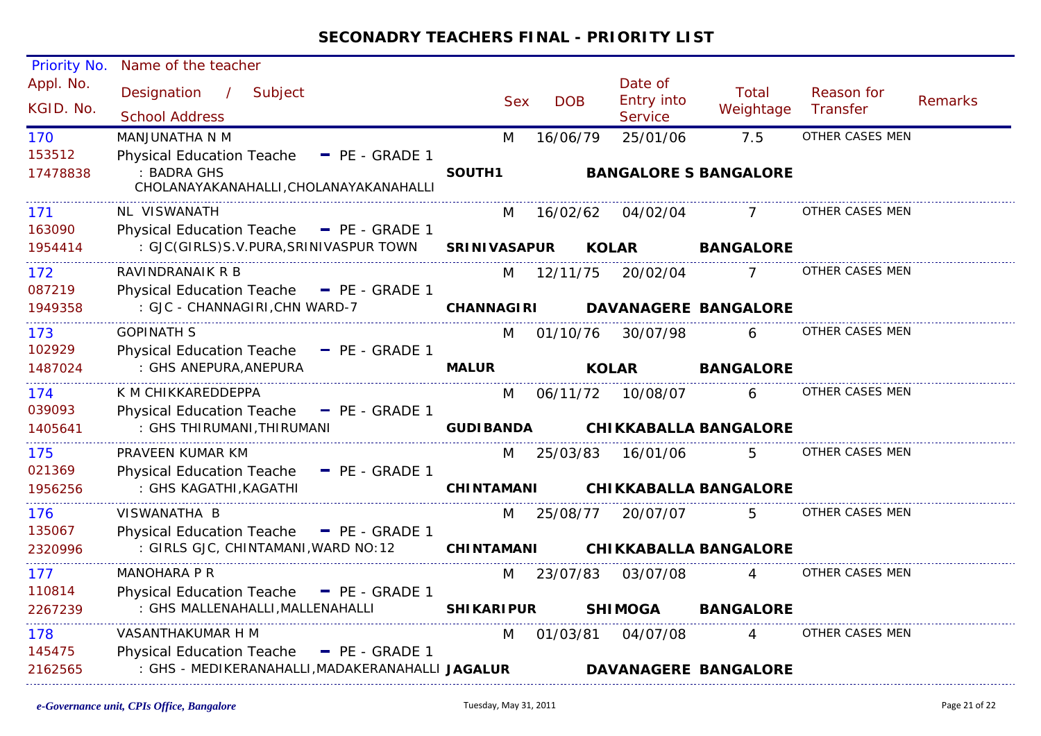## SECONADRY TEACHERS FINAL - PRIORITY LIST

| Priority No. / Appl. No. / KGID. No. | Name of the teacher / Designation / Subject / School Address | Sex | DOB | Date of Entry into Service | Total Weightage | Reason for Transfer | Remarks |
|---|---|---|---|---|---|---|---|
| 170 / 153512 / 17478838 | MANJUNATHA N M / Physical Education Teache - PE - GRADE 1 / : BADRA GHS CHOLANAYAKANAHALLI,CHOLANAYAKANAHALLI / **SOUTH1 BANGALORE S BANGALORE** | M | 16/06/79 | 25/01/06 | 7.5 | OTHER CASES MEN | |
| 171 / 163090 / 1954414 | NL VISWANATH / Physical Education Teache - PE - GRADE 1 / : GJC(GIRLS)S.V.PURA,SRINIVASPUR TOWN / **SRINIVASAPUR KOLAR BANGALORE** | M | 16/02/62 | 04/02/04 | 7 | OTHER CASES MEN | |
| 172 / 087219 / 1949358 | RAVINDRANAIK R B / Physical Education Teache - PE - GRADE 1 / : GJC - CHANNAGIRI,CHN WARD-7 / **CHANNAGIRI DAVANAGERE BANGALORE** | M | 12/11/75 | 20/02/04 | 7 | OTHER CASES MEN | |
| 173 / 102929 / 1487024 | GOPINATH S / Physical Education Teache - PE - GRADE 1 / : GHS ANEPURA,ANEPURA / **MALUR KOLAR BANGALORE** | M | 01/10/76 | 30/07/98 | 6 | OTHER CASES MEN | |
| 174 / 039093 / 1405641 | K M CHIKKAREDDEPPA / Physical Education Teache - PE - GRADE 1 / : GHS THIRUMANI,THIRUMANI / **GUDIBANDA CHIKKABALLA BANGALORE** | M | 06/11/72 | 10/08/07 | 6 | OTHER CASES MEN | |
| 175 / 021369 / 1956256 | PRAVEEN KUMAR KM / Physical Education Teache - PE - GRADE 1 / : GHS KAGATHI,KAGATHI / **CHINTAMANI CHIKKABALLA BANGALORE** | M | 25/03/83 | 16/01/06 | 5 | OTHER CASES MEN | |
| 176 / 135067 / 2320996 | VISWANATHA B / Physical Education Teache - PE - GRADE 1 / : GIRLS GJC, CHINTAMANI,WARD NO:12 / **CHINTAMANI CHIKKABALLA BANGALORE** | M | 25/08/77 | 20/07/07 | 5 | OTHER CASES MEN | |
| 177 / 110814 / 2267239 | MANOHARA P R / Physical Education Teache - PE - GRADE 1 / : GHS MALLENAHALLI,MALLENAHALLI / **SHIKARIPUR SHIMOGA BANGALORE** | M | 23/07/83 | 03/07/08 | 4 | OTHER CASES MEN | |
| 178 / 145475 / 2162565 | VASANTHAKUMAR H M / Physical Education Teache - PE - GRADE 1 / : GHS - MEDIKERANAHALLI,MADAKERANAHALLI / **JAGALUR DAVANAGERE BANGALORE** | M | 01/03/81 | 04/07/08 | 4 | OTHER CASES MEN | |

*e-Governance unit, CPIs Office, Bangalore* Tuesday, May 31, 2011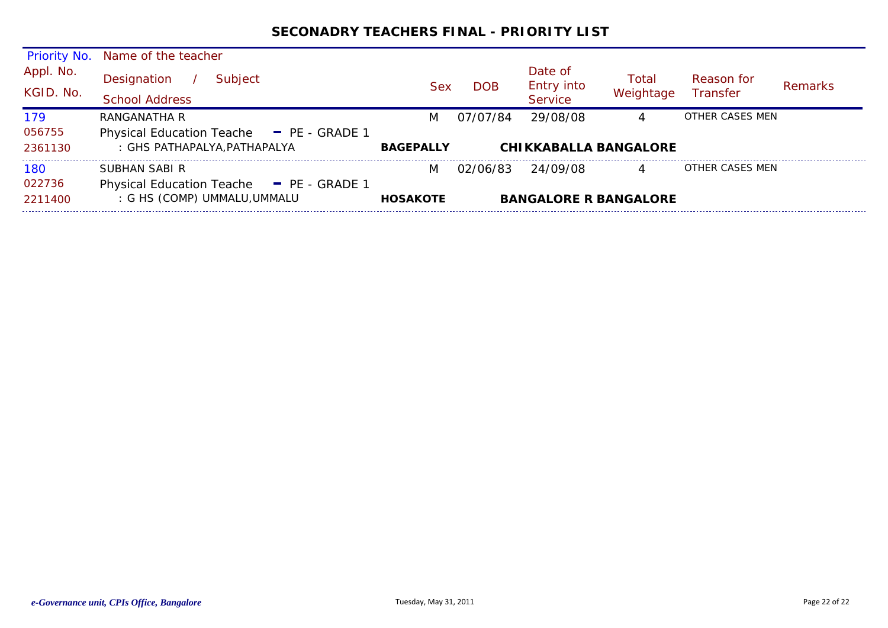# SECONADRY TEACHERS FINAL - PRIORITY LIST

| Priority No. / Appl. No. / KGID. No. | Name of the teacher / Designation / Subject / School Address | Sex | DOB | Date of Entry into Service | Total Weightage | Reason for Transfer | Remarks |
|---|---|---|---|---|---|---|---|
| 179 | RANGANATHA R | M | 07/07/84 | 29/08/08 | 4 | OTHER CASES MEN | |
| 056755 | Physical Education Teache - PE - GRADE 1 | | | | | | |
| 2361130 | : GHS PATHAPALYA,PATHAPALYA | **BAGEPALLY** | | **CHIKKABALLA BANGALORE** | | | |
| 180 | SUBHAN SABI R | M | 02/06/83 | 24/09/08 | 4 | OTHER CASES MEN | |
| 022736 | Physical Education Teache - PE - GRADE 1 | | | | | | |
| 2211400 | : G HS (COMP) UMMALU,UMMALU | **HOSAKOTE** | | **BANGALORE R BANGALORE** | | | |

*e-Governance unit, CPIs Office, Bangalore*

Tuesday, May 31, 2011